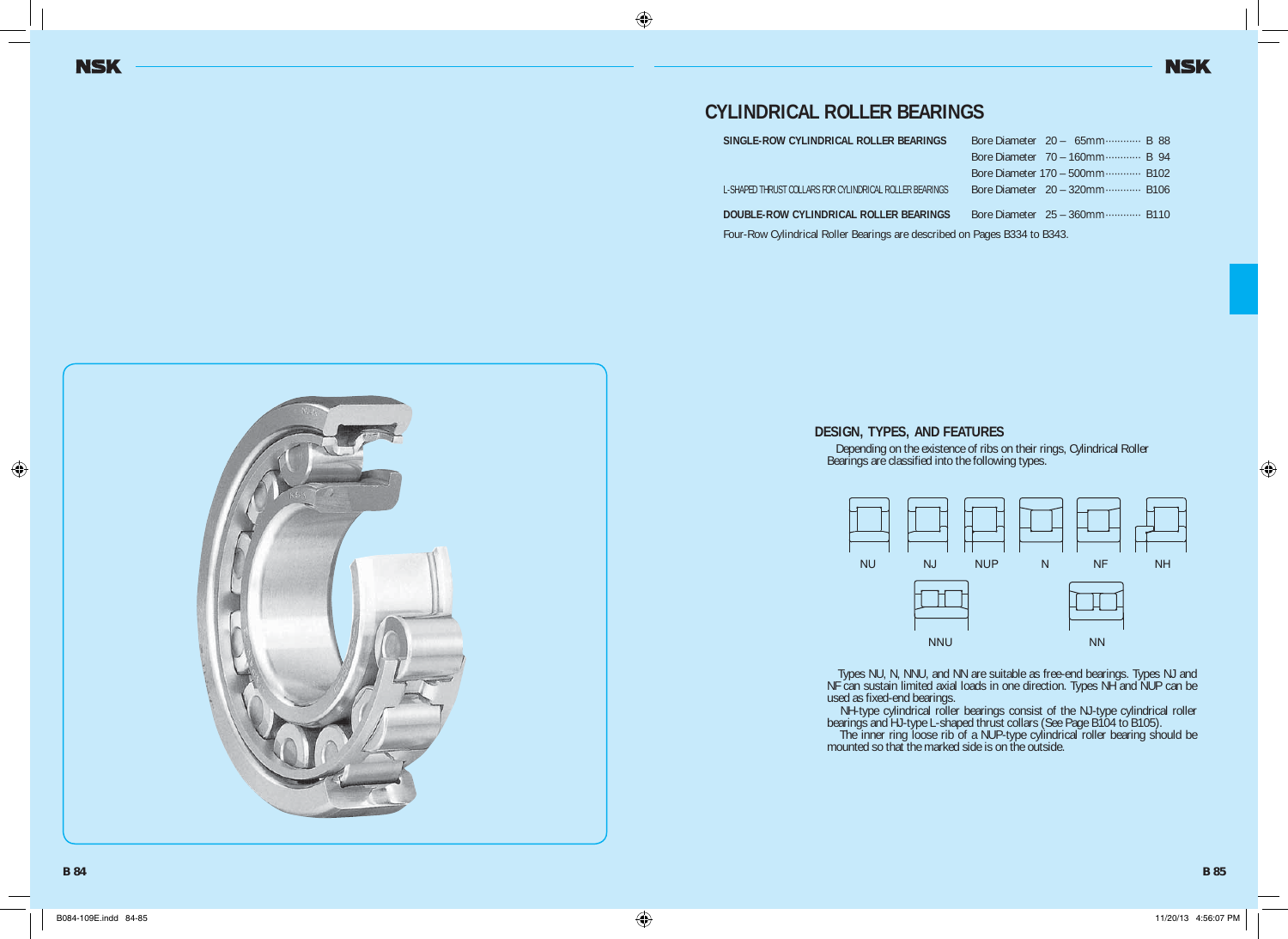# CYLINDRICAL ROLLER BEARINGS

| | | |
|---|---|---|
| **SINGLE-ROW CYLINDRICAL ROLLER BEARINGS** | Bore Diameter 20 – 65mm | B 88 |
| | Bore Diameter 70 – 160mm | B 94 |
| | Bore Diameter 170 – 500mm | B102 |
| L-SHAPED THRUST COLLARS FOR CYLINDRICAL ROLLER BEARINGS | Bore Diameter 20 – 320mm | B106 |
| **DOUBLE-ROW CYLINDRICAL ROLLER BEARINGS** | Bore Diameter 25 – 360mm | B110 |

Four-Row Cylindrical Roller Bearings are described on Pages B334 to B343.

## DESIGN, TYPES, AND FEATURES

Depending on the existence of ribs on their rings, Cylindrical Roller Bearings are classified into the following types.

NU NJ NUP N NF NH

NNU NN

Types NU, N, NNU, and NN are suitable as free-end bearings. Types NJ and NF can sustain limited axial loads in one direction. Types NH and NUP can be used as fixed-end bearings.

NH-type cylindrical roller bearings consist of the NJ-type cylindrical roller bearings and HJ-type L-shaped thrust collars (See Page B104 to B105).

The inner ring loose rib of a NUP-type cylindrical roller bearing should be mounted so that the marked side is on the outside.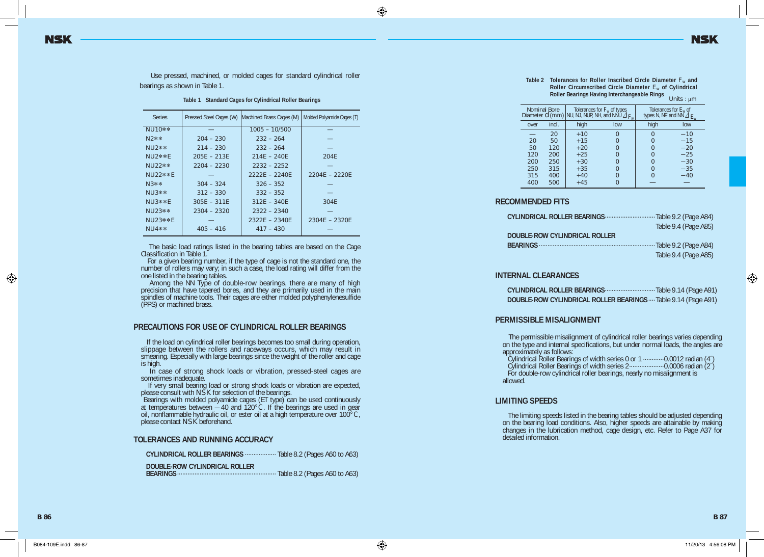Use pressed, machined, or molded cages for standard cylindrical roller bearings as shown in Table 1.

**Table 1 Standard Cages for Cylindrical Roller Bearings**

| Series | Pressed Steel Cages (W) | Machined Brass Cages (M) | Molded Polyamide Cages (T) |
|---|---|---|---|
| NU10** | — | 1005 – 10/500 | — |
| N2** | 204 – 230 | 232 – 264 | — |
| NU2** | 214 – 230 | 232 – 264 | — |
| NU2**E | 205E – 213E | 214E – 240E | 204E |
| NU22** | 2204 – 2230 | 2232 – 2252 | — |
| NU22**E | — | 2222E – 2240E | 2204E – 2220E |
| N3** | 304 – 324 | 326 – 352 | — |
| NU3** | 312 – 330 | 332 – 352 | — |
| NU3**E | 305E – 311E | 312E – 340E | 304E |
| NU23** | 2304 – 2320 | 2322 – 2340 | — |
| NU23**E | — | 2322E – 2340E | 2304E – 2320E |
| NU4** | 405 – 416 | 417 – 430 | — |

The basic load ratings listed in the bearing tables are based on the Cage Classification in Table 1.

For a given bearing number, if the type of cage is not the standard one, the number of rollers may vary; in such a case, the load rating will differ from the one listed in the bearing tables.

Among the NN Type of double-row bearings, there are many of high precision that have tapered bores, and they are primarily used in the main spindles of machine tools. Their cages are either molded polyphenylenesulfide (PPS) or machined brass.

## PRECAUTIONS FOR USE OF CYLINDRICAL ROLLER BEARINGS

If the load on cylindrical roller bearings becomes too small during operation, slippage between the rollers and raceways occurs, which may result in smearing. Especially with large bearings since the weight of the roller and cage is high.

In case of strong shock loads or vibration, pressed-steel cages are sometimes inadequate.

If very small bearing load or strong shock loads or vibration are expected, please consult with NSK for selection of the bearings.

Bearings with molded polyamide cages (ET type) can be used continuously at temperatures between −40 and 120°C. If the bearings are used in gear oil, nonflammable hydraulic oil, or ester oil at a high temperature over 100°C, please contact NSK beforehand.

## TOLERANCES AND RUNNING ACCURACY

**CYLINDRICAL ROLLER BEARINGS** .................. Table 8.2 (Pages A60 to A63)

**DOUBLE-ROW CYLINDRICAL ROLLER BEARINGS** .................. Table 8.2 (Pages A60 to A63)

**Table 2 Tolerances for Roller Inscribed Circle Diameter $F_w$ and Roller Circumscribed Circle Diameter $E_w$ of Cylindrical Roller Bearings Having Interchangeable Rings**

Units : μm

| Nominal Bore Diameter $d$ (mm) | | Tolerances for $F_w$ of types NU, NJ, NUP, NH, and NNU $\Delta_{F_w}$ | | Tolerances for $E_w$ of types N, NF, and NN $\Delta_{E_w}$ | |
|---|---|---|---|---|---|
| over | incl. | high | low | high | low |
| — | 20 | +10 | 0 | 0 | −10 |
| 20 | 50 | +15 | 0 | 0 | −15 |
| 50 | 120 | +20 | 0 | 0 | −20 |
| 120 | 200 | +25 | 0 | 0 | −25 |
| 200 | 250 | +30 | 0 | 0 | −30 |
| 250 | 315 | +35 | 0 | 0 | −35 |
| 315 | 400 | +40 | 0 | 0 | −40 |
| 400 | 500 | +45 | 0 | — | — |

## RECOMMENDED FITS

**CYLINDRICAL ROLLER BEARINGS** .................. Table 9.2 (Page A84)
Table 9.4 (Page A85)

**DOUBLE-ROW CYLINDRICAL ROLLER BEARINGS** .................. Table 9.2 (Page A84)
Table 9.4 (Page A85)

## INTERNAL CLEARANCES

**CYLINDRICAL ROLLER BEARINGS** .................. Table 9.14 (Page A91)

**DOUBLE-ROW CYLINDRICAL ROLLER BEARINGS** .... Table 9.14 (Page A91)

## PERMISSIBLE MISALIGNMENT

The permissible misalignment of cylindrical roller bearings varies depending on the type and internal specifications, but under normal loads, the angles are approximately as follows:

Cylindrical Roller Bearings of width series 0 or 1 ............ 0.0012 radian (4′)
Cylindrical Roller Bearings of width series 2 .................. 0.0006 radian (2′)

For double-row cylindrical roller bearings, nearly no misalignment is allowed.

## LIMITING SPEEDS

The limiting speeds listed in the bearing tables should be adjusted depending on the bearing load conditions. Also, higher speeds are attainable by making changes in the lubrication method, cage design, etc. Refer to Page A37 for detailed information.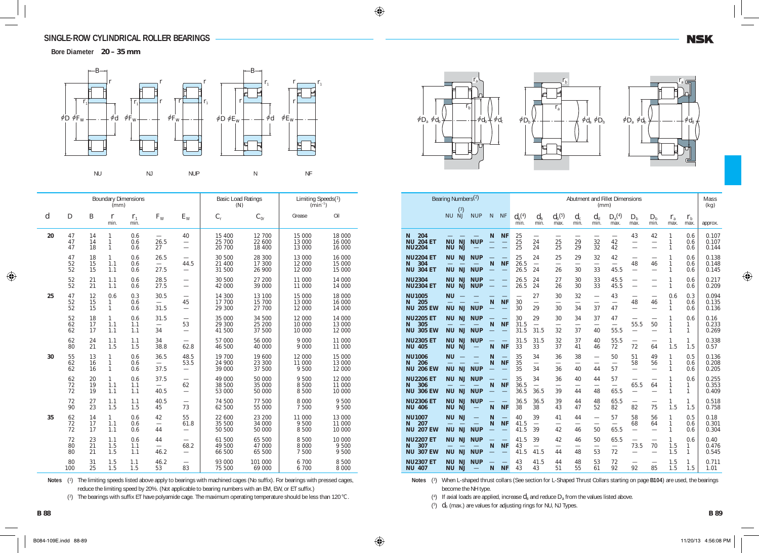# SINGLE-ROW CYLINDRICAL ROLLER BEARINGS

**Bore Diameter 20 – 35 mm**

NU NJ NUP N NF

| Boundary Dimensions (mm) | | | | | | | Basic Load Ratings (N) | | Limiting Speeds([1]) ($min^{-1}$) | | Bearing Numbers([2]) | | | | | | Abutment and Fillet Dimensions (mm) | | | | | | | | | | Mass (kg) |
|---|---|---|---|---|---|---|---|---|---|---|---|---|---|---|---|---|---|---|---|---|---|---|---|---|---|---|---|
| $d$ | $D$ | $B$ | $r$ min. | $r_1$ min. | $F_W$ | $E_W$ | $C_r$ | $C_{0r}$ | Grease | Oil | | NU | NJ([3]) | NUP | N | NF | $d_a$([4]) min. | $d_b$ min. | $d_b$([5]) max. | $d_c$ min. | $d_d$ min. | $D_a$([4]) max. | $D_b$ max. | $D_b$ min. | $r_a$ max. | $r_b$ max. | approx. |
| 20 | 47 | 14 | 1 | 0.6 | — | 40 | 15 400 | 12 700 | 15 000 | 18 000 | N 204 | — | — | — | N | NF | 25 | — | — | — | — | — | 43 | 42 | 1 | 0.6 | 0.107 |
| | 47 | 14 | 1 | 0.6 | 26.5 | — | 25 700 | 22 600 | 13 000 | 16 000 | NU 204 ET | NU | NJ | NUP | — | — | 25 | 24 | 25 | 29 | 32 | 42 | — | — | 1 | 0.6 | 0.107 |
| | 47 | 18 | 1 | 0.6 | 27 | — | 20 700 | 18 400 | 13 000 | 16 000 | NU2204 | NU | NJ | — | — | — | 25 | 24 | 25 | 29 | 32 | 42 | — | — | 1 | 0.6 | 0.144 |
| | 47 | 18 | 1 | 0.6 | 26.5 | — | 30 500 | 28 300 | 13 000 | 16 000 | NU2204 ET | NU | NJ | NUP | — | — | 25 | 24 | 25 | 29 | 32 | 42 | — | — | 1 | 0.6 | 0.138 |
| | 52 | 15 | 1.1 | 0.6 | — | 44.5 | 21 400 | 17 300 | 12 000 | 15 000 | N 304 | — | — | — | N | NF | 26.5 | — | — | — | — | — | 48 | 46 | 1 | 0.6 | 0.148 |
| | 52 | 15 | 1.1 | 0.6 | 27.5 | — | 31 500 | 26 900 | 12 000 | 15 000 | NU 304 ET | NU | NJ | NUP | — | — | 26.5 | 24 | 26 | 30 | 33 | 45.5 | — | — | 1 | 0.6 | 0.145 |
| | 52 | 21 | 1.1 | 0.6 | 28.5 | — | 30 500 | 27 200 | 11 000 | 14 000 | NU2304 | NU | NJ | NUP | — | — | 26.5 | 24 | 27 | 30 | 33 | 45.5 | — | — | 1 | 0.6 | 0.217 |
| | 52 | 21 | 1.1 | 0.6 | 27.5 | — | 42 000 | 39 000 | 11 000 | 14 000 | NU2304 ET | NU | NJ | NUP | — | — | 26.5 | 24 | 26 | 30 | 33 | 45.5 | — | — | 1 | 0.6 | 0.209 |
| 25 | 47 | 12 | 0.6 | 0.3 | 30.5 | — | 14 300 | 13 100 | 15 000 | 18 000 | NU1005 | NU | — | — | — | — | — | 27 | 30 | 32 | — | 43 | — | — | 0.6 | 0.3 | 0.094 |
| | 52 | 15 | 1 | 0.6 | — | 45 | 17 700 | 15 700 | 13 000 | 16 000 | N 205 | — | — | — | N | NF | 30 | — | — | — | — | — | 48 | 46 | 1 | 0.6 | 0.135 |
| | 52 | 15 | 1 | 0.6 | 31.5 | — | 29 300 | 27 700 | 12 000 | 14 000 | NU 205 EW | NU | NJ | NUP | — | — | 30 | 29 | 30 | 34 | 37 | 47 | — | — | 1 | 0.6 | 0.136 |
| | 52 | 18 | 1 | 0.6 | 31.5 | — | 35 000 | 34 500 | 12 000 | 14 000 | NU2205 ET | NU | NJ | NUP | — | — | 30 | 29 | 30 | 34 | 37 | 47 | — | — | 1 | 0.6 | 0.16 |
| | 62 | 17 | 1.1 | 1.1 | — | 53 | 29 300 | 25 200 | 10 000 | 13 000 | N 305 | — | — | — | N | NF | 31.5 | — | — | — | — | — | 55.5 | 50 | 1 | 1 | 0.233 |
| | 62 | 17 | 1.1 | 1.1 | 34 | — | 41 500 | 37 500 | 10 000 | 12 000 | NU 305 EW | NU | NJ | NUP | — | — | 31.5 | 31.5 | 32 | 37 | 40 | 55.5 | — | — | 1 | 1 | 0.269 |
| | 62 | 24 | 1.1 | 1.1 | 34 | — | 57 000 | 56 000 | 9 000 | 11 000 | NU2305 ET | NU | NJ | NUP | — | — | 31.5 | 31.5 | 32 | 37 | 40 | 55.5 | — | — | 1 | 1 | 0.338 |
| | 80 | 21 | 1.5 | 1.5 | 38.8 | 62.8 | 46 500 | 40 000 | 9 000 | 11 000 | NU 405 | NU | NJ | — | N | NF | 33 | 33 | 37 | 41 | 46 | 72 | 72 | 64 | 1.5 | 1.5 | 0.57 |
| 30 | 55 | 13 | 1 | 0.6 | 36.5 | 48.5 | 19 700 | 19 600 | 12 000 | 15 000 | NU1006 | NU | — | — | N | — | 35 | 34 | 36 | 38 | — | 50 | 51 | 49 | 1 | 0.5 | 0.136 |
| | 62 | 16 | 1 | 0.6 | — | 53.5 | 24 900 | 23 300 | 11 000 | 13 000 | N 206 | — | — | — | N | NF | 35 | — | — | — | — | — | 58 | 56 | 1 | 0.6 | 0.208 |
| | 62 | 16 | 1 | 0.6 | 37.5 | — | 39 000 | 37 500 | 9 500 | 12 000 | NU 206 EW | NU | NJ | NUP | — | — | 35 | 34 | 36 | 40 | 44 | 57 | — | — | 1 | 0.6 | 0.205 |
| | 62 | 20 | 1 | 0.6 | 37.5 | — | 49 000 | 50 000 | 9 500 | 12 000 | NU2206 ET | NU | NJ | NUP | — | — | 35 | 34 | 36 | 40 | 44 | 57 | — | — | 1 | 0.6 | 0.255 |
| | 72 | 19 | 1.1 | 1.1 | — | 62 | 38 500 | 35 000 | 8 500 | 11 000 | N 306 | — | — | — | N | NF | 36.5 | — | — | — | — | — | 65.5 | 64 | 1 | 1 | 0.353 |
| | 72 | 19 | 1.1 | 1.1 | 40.5 | — | 53 000 | 50 000 | 8 500 | 10 000 | NU 306 EW | NU | NJ | NUP | — | — | 36.5 | 36.5 | 39 | 44 | 48 | 65.5 | — | — | 1 | 1 | 0.409 |
| | 72 | 27 | 1.1 | 1.1 | 40.5 | — | 74 500 | 77 500 | 8 000 | 9 500 | NU2306 ET | NU | NJ | NUP | — | — | 36.5 | 36.5 | 39 | 44 | 48 | 65.5 | — | — | 1 | 1 | 0.518 |
| | 90 | 23 | 1.5 | 1.5 | 45 | 73 | 62 500 | 55 000 | 7 500 | 9 500 | NU 406 | NU | NJ | — | N | NF | 38 | 38 | 43 | 47 | 52 | 82 | 82 | 75 | 1.5 | 1.5 | 0.758 |
| 35 | 62 | 14 | 1 | 0.6 | 42 | 55 | 22 600 | 23 200 | 11 000 | 13 000 | NU1007 | NU | NJ | — | N | — | 40 | 39 | 41 | 44 | — | 57 | 58 | 56 | 1 | 0.5 | 0.18 |
| | 72 | 17 | 1.1 | 0.6 | — | 61.8 | 35 500 | 34 000 | 9 500 | 11 000 | N 207 | — | — | — | N | NF | 41.5 | — | — | — | — | — | 68 | 64 | 1 | 0.6 | 0.301 |
| | 72 | 17 | 1.1 | 0.6 | 44 | — | 50 500 | 50 000 | 8 500 | 10 000 | NU 207 EW | NU | NJ | NUP | — | — | 41.5 | 39 | 42 | 46 | 50 | 65.5 | — | — | 1 | 0.6 | 0.304 |
| | 72 | 23 | 1.1 | 0.6 | 44 | — | 61 500 | 65 500 | 8 500 | 10 000 | NU2207 ET | NU | NJ | NUP | — | — | 41.5 | 39 | 42 | 46 | 50 | 65.5 | — | — | 1 | 0.6 | 0.40 |
| | 80 | 21 | 1.5 | 1.1 | — | 68.2 | 49 500 | 47 000 | 8 000 | 9 500 | N 307 | — | — | — | N | NF | 43 | — | — | — | — | — | 73.5 | 70 | 1.5 | 1 | 0.476 |
| | 80 | 21 | 1.5 | 1.1 | 46.2 | — | 66 500 | 65 500 | 7 500 | 9 500 | NU 307 EW | NU | NJ | NUP | — | — | 41.5 | 41.5 | 44 | 48 | 53 | 72 | — | — | 1.5 | 1 | 0.545 |
| | 80 | 31 | 1.5 | 1.1 | 46.2 | — | 93 000 | 101 000 | 6 700 | 8 500 | NU2307 ET | NU | NJ | NUP | — | — | 43 | 41.5 | 44 | 48 | 53 | 72 | — | — | 1.5 | 1 | 0.711 |
| | 100 | 25 | 1.5 | 1.5 | 53 | 83 | 75 500 | 69 000 | 6 700 | 8 000 | NU 407 | NU | NJ | — | N | NF | 43 | 43 | 51 | 55 | 61 | 92 | 92 | 85 | 1.5 | 1.5 | 1.01 |

**Notes** (1) The limiting speeds listed above apply to bearings with machined cages (No suffix). For bearings with pressed cages, reduce the limiting speed by 20%. (Not applicable to bearing numbers with an EM, EW, or ET suffix.)

(2) The bearings with suffix ET have polyamide cage. The maximum operating temperature should be less than 120°C.

**Notes** (3) When L-shaped thrust collars (See section for L-Shaped Thrust Collars starting on page **B104**) are used, the bearings become the NH type.

(4) If axial loads are applied, increase $d_a$ and reduce $D_a$ from the values listed above.

(5) $d_b$ (max.) are values for adjusting rings for NU, NJ Types.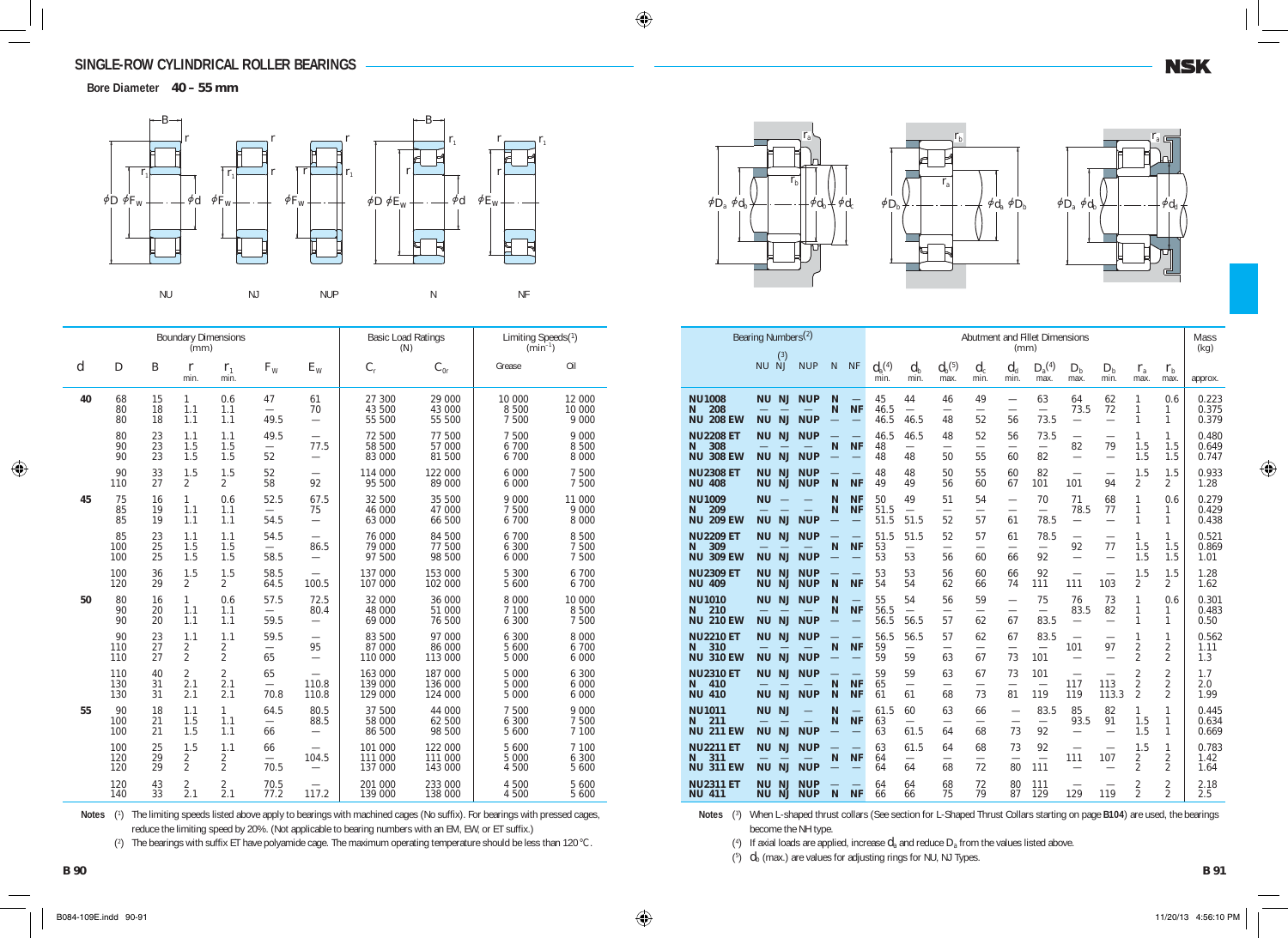# SINGLE-ROW CYLINDRICAL ROLLER BEARINGS

**Bore Diameter 40 – 55 mm**

NU NJ NUP N NF

| Boundary Dimensions (mm) | | | | | | | Basic Load Ratings (N) | | Limiting Speeds[1] ($min^{-1}$) | | Bearing Numbers[2] | | | | | | Abutment and Fillet Dimensions (mm) | | | | | | | | | | Mass (kg) |
|---|---|---|---|---|---|---|---|---|---|---|---|---|---|---|---|---|---|---|---|---|---|---|---|---|---|---|---|
| d | D | B | r min. | $r_1$ min. | $F_W$ | $E_W$ | $C_r$ | $C_{0r}$ | Grease | Oil | | NU | NJ[3] | NUP | N | NF | $d_a$[4] min. | $d_b$ min. | $d_b$[5] max. | $d_c$ min. | $d_d$ min. | $D_a$[4] max. | $D_b$ max. | $D_b$ min. | $r_a$ max. | $r_b$ max. | approx. |
| 40 | 68 | 15 | 1 | 0.6 | 47 | 61 | 27 300 | 29 000 | 10 000 | 12 000 | NU1008 | NU | NJ | NUP | N | — | 45 | 44 | 46 | 49 | — | 63 | 64 | 62 | 1 | 0.6 | 0.223 |
| | 80 | 18 | 1.1 | 1.1 | — | 70 | 43 500 | 43 000 | 8 500 | 10 000 | N 208 | — | — | — | N | NF | 46.5 | — | — | — | — | — | 73.5 | 72 | 1 | 1 | 0.375 |
| | 80 | 18 | 1.1 | 1.1 | 49.5 | — | 55 500 | 55 500 | 7 500 | 9 000 | NU 208 EW | NU | NJ | NUP | — | — | 46.5 | 46.5 | 48 | 52 | 56 | 73.5 | — | — | 1 | 1 | 0.379 |
| | 80 | 23 | 1.1 | 1.1 | 49.5 | — | 72 500 | 77 500 | 7 500 | 9 000 | NU2208 ET | NU | NJ | NUP | — | — | 46.5 | 46.5 | 48 | 52 | 56 | 73.5 | — | — | 1 | 1 | 0.480 |
| | 90 | 23 | 1.5 | 1.5 | — | 77.5 | 58 500 | 57 000 | 6 700 | 8 500 | N 308 | — | — | — | N | NF | 48 | — | — | — | — | — | 82 | 79 | 1.5 | 1.5 | 0.649 |
| | 90 | 23 | 1.5 | 1.5 | 52 | — | 83 000 | 81 500 | 6 700 | 8 000 | NU 308 EW | NU | NJ | NUP | — | — | 48 | 48 | 50 | 55 | 60 | 82 | — | — | 1.5 | 1.5 | 0.747 |
| | 90 | 33 | 1.5 | 1.5 | 52 | — | 114 000 | 122 000 | 6 000 | 7 500 | NU2308 ET | NU | NJ | NUP | — | — | 48 | 48 | 50 | 55 | 60 | 82 | — | — | 1.5 | 1.5 | 0.933 |
| | 110 | 27 | 2 | 2 | 58 | 92 | 95 500 | 89 000 | 6 000 | 7 500 | NU 408 | NU | NJ | NUP | N | NF | 49 | 49 | 56 | 60 | 67 | 101 | 101 | 94 | 2 | 2 | 1.28 |
| 45 | 75 | 16 | 1 | 0.6 | 52.5 | 67.5 | 32 500 | 35 500 | 9 000 | 11 000 | NU1009 | NU | — | — | N | NF | 50 | 49 | 51 | 54 | — | 70 | 71 | 68 | 1 | 0.6 | 0.279 |
| | 85 | 19 | 1.1 | 1.1 | — | 75 | 46 000 | 47 000 | 7 500 | 9 000 | N 209 | — | — | — | N | NF | 51.5 | — | — | — | — | — | 78.5 | 77 | 1 | 1 | 0.429 |
| | 85 | 19 | 1.1 | 1.1 | 54.5 | — | 63 000 | 66 500 | 6 700 | 8 000 | NU 209 EW | NU | NJ | NUP | — | — | 51.5 | 51.5 | 52 | 57 | 61 | 78.5 | — | — | 1 | 1 | 0.438 |
| | 85 | 23 | 1.1 | 1.1 | 54.5 | — | 76 000 | 84 500 | 6 700 | 8 500 | NU2209 ET | NU | NJ | NUP | — | — | 51.5 | 51.5 | 52 | 57 | 61 | 78.5 | — | — | 1 | 1 | 0.521 |
| | 100 | 25 | 1.5 | 1.5 | — | 86.5 | 79 000 | 77 500 | 6 300 | 7 500 | N 309 | — | — | — | N | NF | 53 | — | — | — | — | — | 92 | 77 | 1.5 | 1.5 | 0.869 |
| | 100 | 25 | 1.5 | 1.5 | 58.5 | — | 97 500 | 98 500 | 6 000 | 7 500 | NU 309 EW | NU | NJ | NUP | — | — | 53 | 53 | 56 | 60 | 66 | 92 | — | — | 1.5 | 1.5 | 1.01 |
| | 100 | 36 | 1.5 | 1.5 | 58.5 | — | 137 000 | 153 000 | 5 300 | 6 700 | NU2309 ET | NU | NJ | NUP | — | — | 53 | 53 | 56 | 60 | 66 | 92 | — | — | 1.5 | 1.5 | 1.28 |
| | 120 | 29 | 2 | 2 | 64.5 | 100.5 | 107 000 | 102 000 | 5 600 | 6 700 | NU 409 | NU | NJ | NUP | N | NF | 54 | 54 | 62 | 66 | 74 | 111 | 111 | 103 | 2 | 2 | 1.62 |
| 50 | 80 | 16 | 1 | 0.6 | 57.5 | 72.5 | 32 000 | 36 000 | 8 000 | 10 000 | NU1010 | NU | NJ | NUP | N | — | 55 | 54 | 56 | 59 | — | 75 | 76 | 73 | 1 | 0.6 | 0.301 |
| | 90 | 20 | 1.1 | 1.1 | — | 80.4 | 48 000 | 51 000 | 7 100 | 8 500 | N 210 | — | — | — | N | NF | 56.5 | — | — | — | — | — | 83.5 | 82 | 1 | 1 | 0.483 |
| | 90 | 20 | 1.1 | 1.1 | 59.5 | — | 69 000 | 76 500 | 6 300 | 7 500 | NU 210 EW | NU | NJ | NUP | — | — | 56.5 | 56.5 | 57 | 62 | 67 | 83.5 | — | — | 1 | 1 | 0.50 |
| | 90 | 23 | 1.1 | 1.1 | 59.5 | — | 83 500 | 97 000 | 6 300 | 8 000 | NU2210 ET | NU | NJ | NUP | — | — | 56.5 | 56.5 | 57 | 62 | 67 | 83.5 | — | — | 1 | 1 | 0.562 |
| | 110 | 27 | 2 | 2 | — | 95 | 87 000 | 86 000 | 5 600 | 6 700 | N 310 | — | — | — | N | NF | 59 | — | — | — | — | — | 101 | 97 | 2 | 2 | 1.11 |
| | 110 | 27 | 2 | 2 | 65 | — | 110 000 | 113 000 | 5 000 | 6 000 | NU 310 EW | NU | NJ | NUP | — | — | 59 | 59 | 63 | 67 | 73 | 101 | — | — | 2 | 2 | 1.3 |
| | 110 | 40 | 2 | 2 | 65 | — | 163 000 | 187 000 | 5 000 | 6 300 | NU2310 ET | NU | NJ | NUP | — | — | 59 | 59 | 63 | 67 | 73 | 101 | — | — | 2 | 2 | 1.7 |
| | 130 | 31 | 2.1 | 2.1 | — | 110.8 | 139 000 | 136 000 | 5 000 | 6 000 | N 410 | — | — | — | N | NF | 65 | — | — | — | — | — | 117 | 113 | 2 | 2 | 2.0 |
| | 130 | 31 | 2.1 | 2.1 | 70.8 | 110.8 | 129 000 | 124 000 | 5 000 | 6 000 | NU 410 | NU | NJ | NUP | N | NF | 61 | 61 | 68 | 73 | 81 | 119 | 119 | 113.3 | 2 | 2 | 1.99 |
| 55 | 90 | 18 | 1.1 | 1 | 64.5 | 80.5 | 37 500 | 44 000 | 7 500 | 9 000 | NU1011 | NU | NJ | — | N | — | 61.5 | 60 | 63 | 66 | — | 83.5 | 85 | 82 | 1 | 1 | 0.445 |
| | 100 | 21 | 1.5 | 1.1 | — | 88.5 | 58 000 | 62 500 | 6 300 | 7 500 | N 211 | — | — | — | N | NF | 63 | — | — | — | — | — | 93.5 | 91 | 1.5 | 1 | 0.634 |
| | 100 | 21 | 1.5 | 1.1 | 66 | — | 86 500 | 98 500 | 5 600 | 7 100 | NU 211 EW | NU | NJ | NUP | — | — | 63 | 61.5 | 64 | 68 | 73 | 92 | — | — | 1.5 | 1 | 0.669 |
| | 100 | 25 | 1.5 | 1.1 | 66 | — | 101 000 | 122 000 | 5 600 | 7 100 | NU2211 ET | NU | NJ | NUP | — | — | 63 | 61.5 | 64 | 68 | 73 | 92 | — | — | 1.5 | 1 | 0.783 |
| | 120 | 29 | 2 | 2 | — | 104.5 | 111 000 | 111 000 | 5 000 | 6 300 | N 311 | — | — | — | N | NF | 64 | — | — | — | — | — | 111 | 107 | 2 | 2 | 1.42 |
| | 120 | 29 | 2 | 2 | 70.5 | — | 137 000 | 143 000 | 4 500 | 5 600 | NU 311 EW | NU | NJ | NUP | — | — | 64 | 64 | 68 | 72 | 80 | 111 | — | — | 2 | 2 | 1.64 |
| | 120 | 43 | 2 | 2 | 70.5 | — | 201 000 | 233 000 | 4 500 | 5 600 | NU2311 ET | NU | NJ | NUP | — | — | 64 | 64 | 68 | 72 | 80 | 111 | — | — | 2 | 2 | 2.18 |
| | 140 | 33 | 2.1 | 2.1 | 77.2 | 117.2 | 139 000 | 138 000 | 4 500 | 5 600 | NU 411 | NU | NJ | NUP | N | NF | 66 | 66 | 75 | 79 | 87 | 129 | 129 | 119 | 2 | 2 | 2.5 |

**Notes**
(1) The limiting speeds listed above apply to bearings with machined cages (No suffix). For bearings with pressed cages, reduce the limiting speed by 20%. (Not applicable to bearing numbers with an EM, EW, or ET suffix.)
(2) The bearings with suffix ET have polyamide cage. The maximum operating temperature should be less than 120°C.
(3) When L-shaped thrust collars (See section for L-Shaped Thrust Collars starting on page **B104**) are used, the bearings become the NH type.
(4) If axial loads are applied, increase $d_a$ and reduce $D_a$ from the values listed above.
(5) $d_b$ (max.) are values for adjusting rings for NU, NJ Types.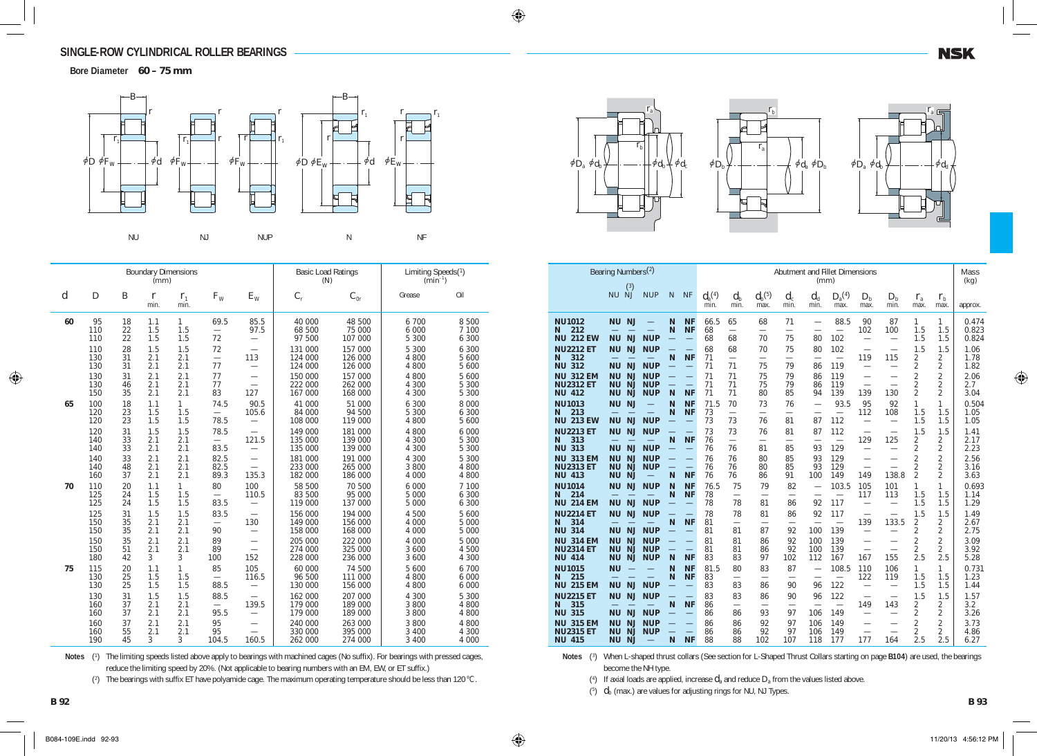## SINGLE-ROW CYLINDRICAL ROLLER BEARINGS

**Bore Diameter 60 – 75 mm**

| Boundary Dimensions (mm) | | | | | | | Basic Load Ratings (N) | | Limiting Speeds[1] ($min^{-1}$) | | Bearing Numbers[2] | | | | | | Abutment and Fillet Dimensions (mm) | | | | | | | | | | Mass (kg) |
|---|---|---|---|---|---|---|---|---|---|---|---|---|---|---|---|---|---|---|---|---|---|---|---|---|---|---|---|
| $d$ | $D$ | $B$ | $r$ min. | $r_1$ min. | $F_W$ | $E_W$ | $C_r$ | $C_{0r}$ | Grease | Oil | | NU | NJ[3] | NUP | N | NF | $d_a$[4] min. | $d_b$ min. | $d_b$[5] max. | $d_c$ min. | $d_d$ min. | $D_a$[4] max. | $D_b$ max. | $D_b$ min. | $r_a$ max. | $r_b$ max. | approx. |
| 60 | 95 | 18 | 1.1 | 1 | 69.5 | 85.5 | 40 000 | 48 500 | 6 700 | 8 500 | NU1012 | NU | NJ | — | N | NF | 66.5 | 65 | 68 | 71 | — | 88.5 | 90 | 87 | 1 | 1 | 0.474 |
| | 110 | 22 | 1.5 | 1.5 | — | 97.5 | 68 500 | 75 000 | 6 000 | 7 100 | N 212 | — | — | — | N | NF | 68 | — | — | — | — | — | 102 | 100 | 1.5 | 1.5 | 0.823 |
| | 110 | 22 | 1.5 | 1.5 | 72 | — | 97 500 | 107 000 | 5 300 | 6 300 | NU 212 EW | NU | NJ | NUP | — | — | 68 | 68 | 70 | 75 | 80 | 102 | — | — | 1.5 | 1.5 | 0.824 |
| | 110 | 28 | 1.5 | 1.5 | 72 | — | 131 000 | 157 000 | 5 300 | 6 300 | NU2212 ET | NU | NJ | NUP | — | — | 68 | 68 | 70 | 75 | 80 | 102 | — | — | 1.5 | 1.5 | 1.06 |
| | 130 | 31 | 2.1 | 2.1 | — | 113 | 124 000 | 126 000 | 4 800 | 5 600 | N 312 | — | — | — | N | NF | 71 | — | — | — | — | — | 119 | 115 | 2 | 2 | 1.78 |
| | 130 | 31 | 2.1 | 2.1 | 77 | — | 124 000 | 126 000 | 4 800 | 5 600 | NU 312 | NU | NJ | NUP | — | — | 71 | 71 | 75 | 79 | 86 | 119 | — | — | 2 | 2 | 1.82 |
| | 130 | 31 | 2.1 | 2.1 | 77 | — | 150 000 | 157 000 | 4 800 | 5 600 | NU 312 EM | NU | NJ | NUP | — | — | 71 | 71 | 75 | 79 | 86 | 119 | — | — | 2 | 2 | 2.06 |
| | 130 | 46 | 2.1 | 2.1 | 77 | — | 222 000 | 262 000 | 4 300 | 5 300 | NU2312 ET | NU | NJ | NUP | — | — | 71 | 71 | 75 | 79 | 86 | 119 | — | — | 2 | 2 | 2.7 |
| | 150 | 35 | 2.1 | 2.1 | 83 | 127 | 167 000 | 168 000 | 4 300 | 5 300 | NU 412 | NU | NJ | NUP | N | NF | 71 | 71 | 80 | 85 | 94 | 139 | 139 | 130 | 2 | 2 | 3.04 |
| 65 | 100 | 18 | 1.1 | 1 | 74.5 | 90.5 | 41 000 | 51 000 | 6 300 | 8 000 | NU1013 | NU | NJ | — | N | NF | 71.5 | 70 | 73 | 76 | — | 93.5 | 95 | 92 | 1 | 1 | 0.504 |
| | 120 | 23 | 1.5 | 1.5 | — | 105.6 | 84 000 | 94 500 | 5 300 | 6 300 | N 213 | — | — | — | N | NF | 73 | — | — | — | — | — | 112 | 108 | 1.5 | 1.5 | 1.05 |
| | 120 | 23 | 1.5 | 1.5 | 78.5 | — | 108 000 | 119 000 | 4 800 | 5 600 | NU 213 EW | NU | NJ | NUP | — | — | 73 | 73 | 76 | 81 | 87 | 112 | — | — | 1.5 | 1.5 | 1.05 |
| | 120 | 31 | 1.5 | 1.5 | 78.5 | — | 149 000 | 181 000 | 4 800 | 6 000 | NU2213 ET | NU | NJ | NUP | — | — | 73 | 73 | 76 | 81 | 87 | 112 | — | — | 1.5 | 1.5 | 1.41 |
| | 140 | 33 | 2.1 | 2.1 | — | 121.5 | 135 000 | 139 000 | 4 300 | 5 300 | N 313 | — | — | — | N | NF | 76 | — | — | — | — | — | 129 | 125 | 2 | 2 | 2.17 |
| | 140 | 33 | 2.1 | 2.1 | 83.5 | — | 135 000 | 139 000 | 4 300 | 5 300 | NU 313 | NU | NJ | NUP | — | — | 76 | 76 | 81 | 85 | 93 | 129 | — | — | 2 | 2 | 2.23 |
| | 140 | 33 | 2.1 | 2.1 | 82.5 | — | 181 000 | 191 000 | 4 300 | 5 300 | NU 313 EM | NU | NJ | NUP | — | — | 76 | 76 | 80 | 85 | 93 | 129 | — | — | 2 | 2 | 2.56 |
| | 140 | 48 | 2.1 | 2.1 | 82.5 | — | 233 000 | 265 000 | 3 800 | 4 800 | NU2313 ET | NU | NJ | NUP | — | — | 76 | 76 | 80 | 85 | 93 | 129 | — | — | 2 | 2 | 3.16 |
| | 160 | 37 | 2.1 | 2.1 | 89.3 | 135.3 | 182 000 | 186 000 | 4 000 | 4 800 | NU 413 | NU | NJ | — | N | NF | 76 | 76 | 86 | 91 | 100 | 149 | 149 | 138.8 | 2 | 2 | 3.63 |
| 70 | 110 | 20 | 1.1 | 1 | 80 | 100 | 58 500 | 70 500 | 6 000 | 7 100 | NU1014 | NU | NJ | NUP | N | NF | 76.5 | 75 | 79 | 82 | — | 103.5 | 105 | 101 | 1 | 1 | 0.693 |
| | 125 | 24 | 1.5 | 1.5 | — | 110.5 | 83 500 | 95 000 | 5 000 | 6 300 | N 214 | — | — | — | N | NF | 78 | — | — | — | — | — | 117 | 113 | 1.5 | 1.5 | 1.14 |
| | 125 | 24 | 1.5 | 1.5 | 83.5 | — | 119 000 | 137 000 | 5 000 | 6 300 | NU 214 EM | NU | NJ | NUP | — | — | 78 | 78 | 81 | 86 | 92 | 117 | — | — | 1.5 | 1.5 | 1.29 |
| | 125 | 31 | 1.5 | 1.5 | 83.5 | — | 156 000 | 194 000 | 4 500 | 5 600 | NU2214 ET | NU | NJ | NUP | — | — | 78 | 78 | 81 | 86 | 92 | 117 | — | — | 1.5 | 1.5 | 1.49 |
| | 150 | 35 | 2.1 | 2.1 | — | 130 | 149 000 | 156 000 | 4 000 | 5 000 | N 314 | — | — | — | N | NF | 81 | — | — | — | — | — | 139 | 133.5 | 2 | 2 | 2.67 |
| | 150 | 35 | 2.1 | 2.1 | 90 | — | 158 000 | 168 000 | 4 000 | 5 000 | NU 314 | NU | NJ | NUP | — | — | 81 | 81 | 87 | 92 | 100 | 139 | — | — | 2 | 2 | 2.75 |
| | 150 | 35 | 2.1 | 2.1 | 89 | — | 205 000 | 222 000 | 4 000 | 5 000 | NU 314 EM | NU | NJ | NUP | — | — | 81 | 81 | 86 | 92 | 100 | 139 | — | — | 2 | 2 | 3.09 |
| | 150 | 51 | 2.1 | 2.1 | 89 | — | 274 000 | 325 000 | 3 600 | 4 500 | NU2314 ET | NU | NJ | NUP | — | — | 81 | 81 | 86 | 92 | 100 | 139 | — | — | 2 | 2 | 3.92 |
| | 180 | 42 | 3 | 3 | 100 | 152 | 228 000 | 236 000 | 3 600 | 4 300 | NU 414 | NU | NJ | NUP | N | NF | 83 | 83 | 97 | 102 | 112 | 167 | 167 | 155 | 2.5 | 2.5 | 5.28 |
| 75 | 115 | 20 | 1.1 | 1 | 85 | 105 | 60 000 | 74 500 | 5 600 | 6 700 | NU1015 | NU | — | — | N | NF | 81.5 | 80 | 83 | 87 | — | 108.5 | 110 | 106 | 1 | 1 | 0.731 |
| | 130 | 25 | 1.5 | 1.5 | — | 116.5 | 96 500 | 111 000 | 4 800 | 6 000 | N 215 | — | — | — | N | NF | 83 | — | — | — | — | — | 122 | 119 | 1.5 | 1.5 | 1.23 |
| | 130 | 25 | 1.5 | 1.5 | 88.5 | — | 130 000 | 156 000 | 4 800 | 6 000 | NU 215 EM | NU | NJ | NUP | — | — | 83 | 83 | 86 | 90 | 96 | 122 | — | — | 1.5 | 1.5 | 1.44 |
| | 130 | 31 | 1.5 | 1.5 | 88.5 | — | 162 000 | 207 000 | 4 300 | 5 300 | NU2215 ET | NU | NJ | NUP | — | — | 83 | 83 | 86 | 90 | 96 | 122 | — | — | 1.5 | 1.5 | 1.57 |
| | 160 | 37 | 2.1 | 2.1 | — | 139.5 | 179 000 | 189 000 | 3 800 | 4 800 | N 315 | — | — | — | N | NF | 86 | — | — | — | — | — | 149 | 143 | 2 | 2 | 3.2 |
| | 160 | 37 | 2.1 | 2.1 | 95.5 | — | 179 000 | 189 000 | 3 800 | 4 800 | NU 315 | NU | NJ | NUP | — | — | 86 | 86 | 93 | 97 | 106 | 149 | — | — | 2 | 2 | 3.26 |
| | 160 | 37 | 2.1 | 2.1 | 95 | — | 240 000 | 263 000 | 3 800 | 4 800 | NU 315 EM | NU | NJ | NUP | — | — | 86 | 86 | 92 | 97 | 106 | 149 | — | — | 2 | 2 | 3.73 |
| | 160 | 55 | 2.1 | 2.1 | 95 | — | 330 000 | 395 000 | 3 400 | 4 300 | NU2315 ET | NU | NJ | NUP | — | — | 86 | 86 | 92 | 97 | 106 | 149 | — | — | 2 | 2 | 4.86 |
| | 190 | 45 | 3 | 3 | 104.5 | 160.5 | 262 000 | 274 000 | 3 400 | 4 000 | NU 415 | NU | NJ | — | N | NF | 88 | 88 | 102 | 107 | 118 | 177 | 177 | 164 | 2.5 | 2.5 | 6.27 |

**Notes** (1) The limiting speeds listed above apply to bearings with machined cages (No suffix). For bearings with pressed cages, reduce the limiting speed by 20%. (Not applicable to bearing numbers with an EM, EW, or ET suffix.)

(2) The bearings with suffix ET have polyamide cage. The maximum operating temperature should be less than 120°C.

(3) When L-shaped thrust collars (See section for L-Shaped Thrust Collars starting on page **B104**) are used, the bearings become the NH type.

(4) If axial loads are applied, increase $d_a$ and reduce $D_a$ from the values listed above.

(5) $d_b$ (max.) are values for adjusting rings for NU, NJ Types.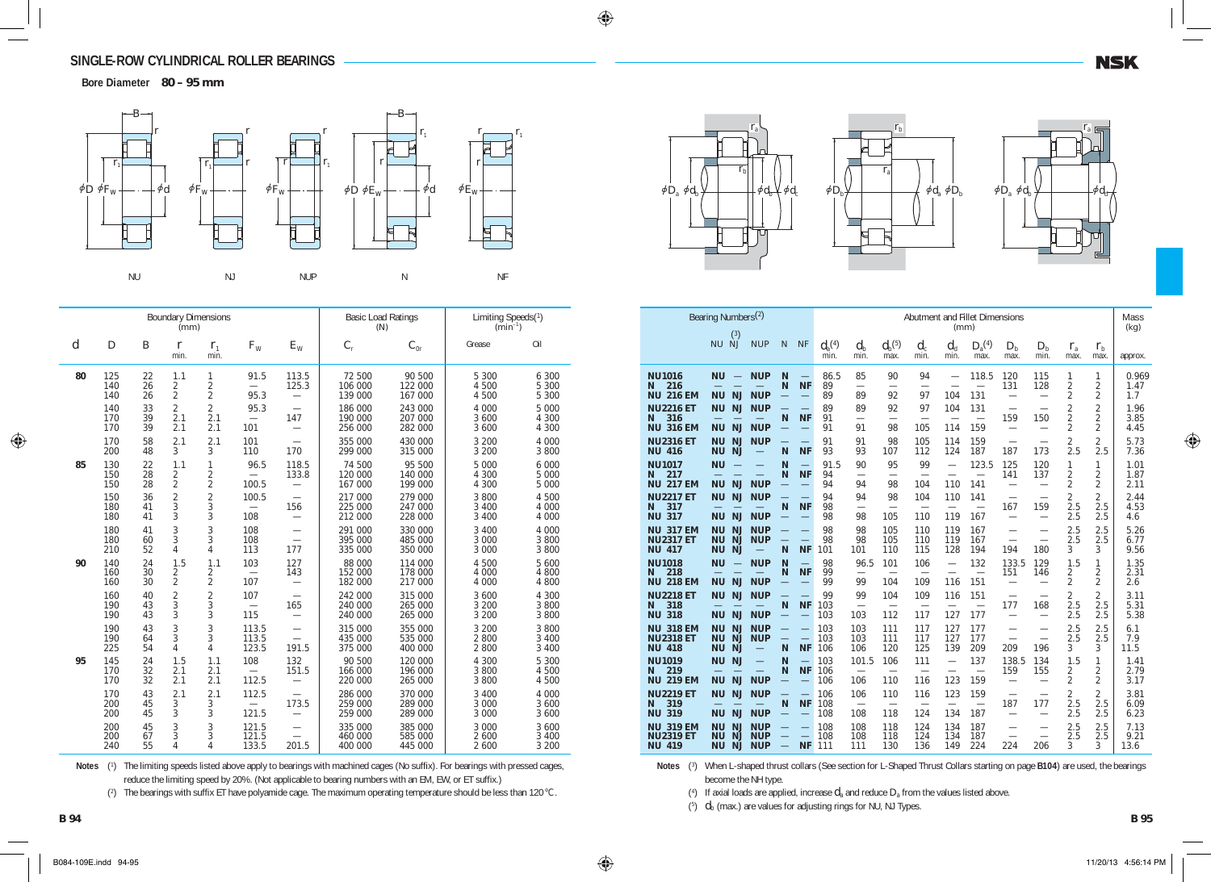## SINGLE-ROW CYLINDRICAL ROLLER BEARINGS

**Bore Diameter 80 – 95 mm**

NU NJ NUP N NF

| Boundary Dimensions (mm) | | | | | | | Basic Load Ratings (N) | | Limiting Speeds(1) ($min^{-1}$) | | Bearing Numbers(2) | | | | | Abutment and Fillet Dimensions (mm) | | | | | | | | | | Mass (kg) |
|---|---|---|---|---|---|---|---|---|---|---|---|---|---|---|---|---|---|---|---|---|---|---|---|---|---|---|
| $d$ | $D$ | $B$ | $r$ min. | $r_1$ min. | $F_W$ | $E_W$ | $C_r$ | $C_{0r}$ | Grease | Oil | | NU NJ(3) | NUP | N | NF | $d_a$(4) min. | $d_b$ min. | $d_b$(5) max. | $d_c$ min. | $d_d$ min. | $D_a$(4) max. | $D_b$ max. | $D_b$ min. | $r_a$ max. | $r_b$ max. | approx. |
| 80 | 125 | 22 | 1.1 | 1 | 91.5 | 113.5 | 72 500 | 90 500 | 5 300 | 6 300 | **NU1016** | NU — | NUP | N | — | 86.5 | 85 | 90 | 94 | — | 118.5 | 120 | 115 | 1 | 1 | 0.969 |
| | 140 | 26 | 2 | 2 | — | 125.3 | 106 000 | 122 000 | 4 500 | 5 300 | **N 216** | — — | — | N | NF | 89 | — | — | — | — | — | 131 | 128 | 2 | 2 | 1.47 |
| | 140 | 26 | 2 | 2 | 95.3 | — | 139 000 | 167 000 | 4 500 | 5 300 | **NU 216 EM** | NU NJ | NUP | — | — | 89 | 89 | 92 | 97 | 104 | 131 | — | — | 2 | 2 | 1.7 |
| | 140 | 33 | 2 | 2 | 95.3 | — | 186 000 | 243 000 | 4 000 | 5 000 | **NU2216 ET** | NU NJ | NUP | — | — | 89 | 89 | 92 | 97 | 104 | 131 | — | — | 2 | 2 | 1.96 |
| | 170 | 39 | 2.1 | 2.1 | — | 147 | 190 000 | 207 000 | 3 600 | 4 300 | **N 316** | — — | — | N | NF | 91 | — | — | — | — | — | 159 | 150 | 2 | 2 | 3.85 |
| | 170 | 39 | 2.1 | 2.1 | 101 | — | 256 000 | 282 000 | 3 600 | 4 300 | **NU 316 EM** | NU NJ | NUP | — | — | 91 | 91 | 98 | 105 | 114 | 159 | — | — | 2 | 2 | 4.45 |
| | 170 | 58 | 2.1 | 2.1 | 101 | — | 355 000 | 430 000 | 3 200 | 4 000 | **NU2316 ET** | NU NJ | NUP | — | — | 91 | 91 | 98 | 105 | 114 | 159 | — | — | 2 | 2 | 5.73 |
| | 200 | 48 | 3 | 3 | 110 | 170 | 299 000 | 315 000 | 3 200 | 3 800 | **NU 416** | NU NJ | — | N | NF | 93 | 93 | 107 | 112 | 124 | 187 | 187 | 173 | 2.5 | 2.5 | 7.36 |
| 85 | 130 | 22 | 1.1 | 1 | 96.5 | 118.5 | 74 500 | 95 500 | 5 000 | 6 000 | **NU1017** | NU — | — | N | — | 91.5 | 90 | 95 | 99 | — | 123.5 | 125 | 120 | 1 | 1 | 1.01 |
| | 150 | 28 | 2 | 2 | — | 133.8 | 120 000 | 140 000 | 4 300 | 5 000 | **N 217** | — — | — | N | NF | 94 | — | — | — | — | — | 141 | 137 | 2 | 2 | 1.87 |
| | 150 | 28 | 2 | 2 | 100.5 | — | 167 000 | 199 000 | 4 300 | 5 000 | **NU 217 EM** | NU NJ | NUP | — | — | 94 | 94 | 98 | 104 | 110 | 141 | — | — | 2 | 2 | 2.11 |
| | 150 | 36 | 2 | 2 | 100.5 | — | 217 000 | 279 000 | 3 800 | 4 500 | **NU2217 ET** | NU NJ | NUP | — | — | 94 | 94 | 98 | 104 | 110 | 141 | — | — | 2 | 2 | 2.44 |
| | 180 | 41 | 3 | 3 | — | 156 | 225 000 | 247 000 | 3 400 | 4 000 | **N 317** | — — | — | N | NF | 98 | — | — | — | — | — | 167 | 159 | 2.5 | 2.5 | 4.53 |
| | 180 | 41 | 3 | 3 | 108 | — | 212 000 | 228 000 | 3 400 | 4 000 | **NU 317** | NU NJ | NUP | — | — | 98 | 98 | 105 | 110 | 119 | 167 | — | — | 2.5 | 2.5 | 4.6 |
| | 180 | 41 | 3 | 3 | 108 | — | 291 000 | 330 000 | 3 400 | 4 000 | **NU 317 EM** | NU NJ | NUP | — | — | 98 | 98 | 105 | 110 | 119 | 167 | — | — | 2.5 | 2.5 | 5.26 |
| | 180 | 60 | 3 | 3 | 108 | — | 395 000 | 485 000 | 3 000 | 3 800 | **NU2317 ET** | NU NJ | NUP | — | — | 98 | 98 | 105 | 110 | 119 | 167 | — | — | 2.5 | 2.5 | 6.77 |
| | 210 | 52 | 4 | 4 | 113 | 177 | 335 000 | 350 000 | 3 000 | 3 800 | **NU 417** | NU NJ | — | N | NF | 101 | 101 | 110 | 115 | 128 | 194 | 194 | 180 | 3 | 3 | 9.56 |
| 90 | 140 | 24 | 1.5 | 1.1 | 103 | 127 | 88 000 | 114 000 | 4 500 | 5 600 | **NU1018** | NU — | NUP | N | — | 98 | 96.5 | 101 | 106 | — | 132 | 133.5 | 129 | 1.5 | 1 | 1.35 |
| | 160 | 30 | 2 | 2 | — | 143 | 152 000 | 178 000 | 4 000 | 4 800 | **N 218** | — — | — | N | NF | 99 | — | — | — | — | — | 151 | 146 | 2 | 2 | 2.31 |
| | 160 | 30 | 2 | 2 | 107 | — | 182 000 | 217 000 | 4 000 | 4 800 | **NU 218 EM** | NU NJ | NUP | — | — | 99 | 99 | 104 | 109 | 116 | 151 | — | — | 2 | 2 | 2.6 |
| | 160 | 40 | 2 | 2 | 107 | — | 242 000 | 315 000 | 3 600 | 4 300 | **NU2218 ET** | NU NJ | NUP | — | — | 99 | 99 | 104 | 109 | 116 | 151 | — | — | 2 | 2 | 3.11 |
| | 190 | 43 | 3 | 3 | — | 165 | 240 000 | 265 000 | 3 200 | 3 800 | **N 318** | — — | — | N | NF | 103 | — | — | — | — | — | 177 | 168 | 2.5 | 2.5 | 5.31 |
| | 190 | 43 | 3 | 3 | 115 | — | 240 000 | 265 000 | 3 200 | 3 800 | **NU 318** | NU NJ | NUP | — | — | 103 | 103 | 112 | 117 | 127 | 177 | — | — | 2.5 | 2.5 | 5.38 |
| | 190 | 43 | 3 | 3 | 113.5 | — | 315 000 | 355 000 | 3 200 | 3 800 | **NU 318 EM** | NU NJ | NUP | — | — | 103 | 103 | 111 | 117 | 127 | 177 | — | — | 2.5 | 2.5 | 6.1 |
| | 190 | 64 | 3 | 3 | 113.5 | — | 435 000 | 535 000 | 2 800 | 3 400 | **NU2318 ET** | NU NJ | NUP | — | — | 103 | 103 | 111 | 117 | 127 | 177 | — | — | 2.5 | 2.5 | 7.9 |
| | 225 | 54 | 4 | 4 | 123.5 | 191.5 | 375 000 | 400 000 | 2 800 | 3 400 | **NU 418** | NU NJ | — | N | NF | 106 | 106 | 120 | 125 | 139 | 209 | 209 | 196 | 3 | 3 | 11.5 |
| 95 | 145 | 24 | 1.5 | 1.1 | 108 | 132 | 90 500 | 120 000 | 4 300 | 5 300 | **NU1019** | NU NJ | — | N | — | 103 | 101.5 | 106 | 111 | — | 137 | 138.5 | 134 | 1.5 | 1 | 1.41 |
| | 170 | 32 | 2.1 | 2.1 | — | 151.5 | 166 000 | 196 000 | 3 800 | 4 500 | **N 219** | — — | — | N | NF | 106 | — | — | — | — | — | 159 | 155 | 2 | 2 | 2.79 |
| | 170 | 32 | 2.1 | 2.1 | 112.5 | — | 220 000 | 265 000 | 3 800 | 4 500 | **NU 219 EM** | NU NJ | NUP | — | — | 106 | 106 | 110 | 116 | 123 | 159 | — | — | 2 | 2 | 3.17 |
| | 170 | 43 | 2.1 | 2.1 | 112.5 | — | 286 000 | 370 000 | 3 400 | 4 000 | **NU2219 ET** | NU NJ | NUP | — | — | 106 | 106 | 110 | 116 | 123 | 159 | — | — | 2 | 2 | 3.81 |
| | 200 | 45 | 3 | 3 | — | 173.5 | 259 000 | 289 000 | 3 000 | 3 600 | **N 319** | — — | — | N | NF | 108 | — | — | — | — | — | 187 | 177 | 2.5 | 2.5 | 6.09 |
| | 200 | 45 | 3 | 3 | 121.5 | — | 259 000 | 289 000 | 3 000 | 3 600 | **NU 319** | NU NJ | NUP | — | — | 108 | 108 | 118 | 124 | 134 | 187 | — | — | 2.5 | 2.5 | 6.23 |
| | 200 | 45 | 3 | 3 | 121.5 | — | 335 000 | 385 000 | 3 000 | 3 600 | **NU 319 EM** | NU NJ | NUP | — | — | 108 | 108 | 118 | 124 | 134 | 187 | — | — | 2.5 | 2.5 | 7.13 |
| | 200 | 67 | 3 | 3 | 121.5 | — | 460 000 | 585 000 | 2 600 | 3 400 | **NU2319 ET** | NU NJ | NUP | — | — | 108 | 108 | 118 | 124 | 134 | 187 | — | — | 2.5 | 2.5 | 9.21 |
| | 240 | 55 | 4 | 4 | 133.5 | 201.5 | 400 000 | 445 000 | 2 600 | 3 200 | **NU 419** | NU NJ | NUP | — | NF | 111 | 111 | 130 | 136 | 149 | 224 | 224 | 206 | 3 | 3 | 13.6 |

**Notes** (1) The limiting speeds listed above apply to bearings with machined cages (No suffix). For bearings with pressed cages, reduce the limiting speed by 20%. (Not applicable to bearing numbers with an EM, EW, or ET suffix.)

(2) The bearings with suffix ET have polyamide cage. The maximum operating temperature should be less than 120°C.

(3) When L-shaped thrust collars (See section for L-Shaped Thrust Collars starting on page **B104**) are used, the bearings become the NH type.

(4) If axial loads are applied, increase $d_a$ and reduce $D_a$ from the values listed above.

(5) $d_b$ (max.) are values for adjusting rings for NU, NJ Types.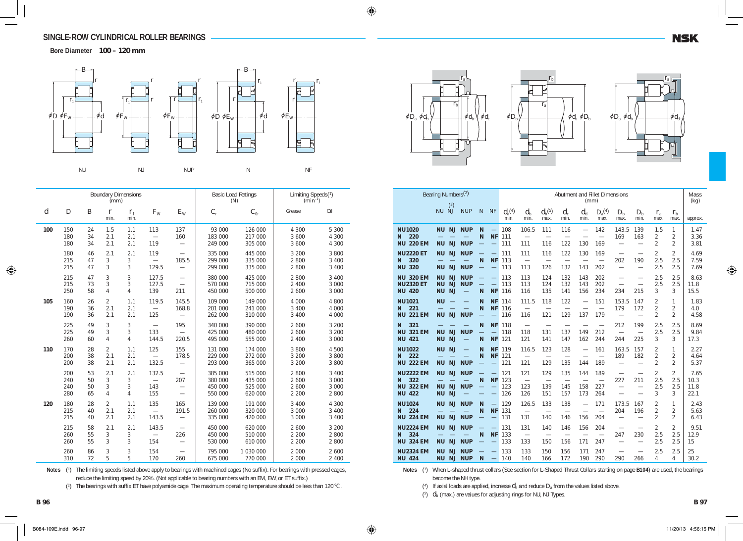## SINGLE-ROW CYLINDRICAL ROLLER BEARINGS

**Bore Diameter 100 – 120 mm**

NU  NJ  NUP  N  NF

| Boundary Dimensions (mm) | | | | | | | Basic Load Ratings (N) | | Limiting Speeds([1]) ($min^{-1}$) | | Bearing Numbers([2]) | | | | | | Abutment and Fillet Dimensions (mm) | | | | | | | | | | Mass (kg) |
|---|---|---|---|---|---|---|---|---|---|---|---|---|---|---|---|---|---|---|---|---|---|---|---|---|---|---|---|
| $d$ | $D$ | $B$ | $r$ min. | $r_1$ min. | $F_W$ | $E_W$ | $C_r$ | $C_{0r}$ | Grease | Oil | | NU | NJ([3]) | NUP | N | NF | $d_a$([4]) min. | $d_b$ min. | $d_b$([5]) max. | $d_c$ min. | $d_d$ min. | $D_a$([4]) max. | $D_b$ max. | $D_b$ min. | $r_a$ max. | $r_b$ max. | approx. |
| 100 | 150 | 24 | 1.5 | 1.1 | 113 | 137 | 93 000 | 126 000 | 4 300 | 5 300 | **NU1020** | **NU** | **NJ** | **NUP** | **N** | — | 108 | 106.5 | 111 | 116 | — | 142 | 143.5 | 139 | 1.5 | 1 | 1.47 |
| | 180 | 34 | 2.1 | 2.1 | — | 160 | 183 000 | 217 000 | 3 600 | 4 300 | **N 220** | — | — | — | **N** | **NF** | 111 | — | — | — | — | — | 169 | 163 | 2 | 2 | 3.36 |
| | 180 | 34 | 2.1 | 2.1 | 119 | — | 249 000 | 305 000 | 3 600 | 4 300 | **NU 220 EM** | **NU** | **NJ** | **NUP** | — | — | 111 | 111 | 116 | 122 | 130 | 169 | — | — | 2 | 2 | 3.81 |
| | 180 | 46 | 2.1 | 2.1 | 119 | — | 335 000 | 445 000 | 3 200 | 3 800 | **NU2220 ET** | **NU** | **NJ** | **NUP** | — | — | 111 | 111 | 116 | 122 | 130 | 169 | — | — | 2 | 2 | 4.69 |
| | 215 | 47 | 3 | 3 | — | 185.5 | 299 000 | 335 000 | 2 800 | 3 400 | **N 320** | — | — | — | **N** | **NF** | 113 | — | — | — | — | — | 202 | 190 | 2.5 | 2.5 | 7.59 |
| | 215 | 47 | 3 | 3 | 129.5 | — | 299 000 | 335 000 | 2 800 | 3 400 | **NU 320** | **NU** | **NJ** | **NUP** | — | — | 113 | 113 | 126 | 132 | 143 | 202 | — | — | 2.5 | 2.5 | 7.69 |
| | 215 | 47 | 3 | 3 | 127.5 | — | 380 000 | 425 000 | 2 800 | 3 400 | **NU 320 EM** | **NU** | **NJ** | **NUP** | — | — | 113 | 113 | 124 | 132 | 143 | 202 | — | — | 2.5 | 2.5 | 8.63 |
| | 215 | 73 | 3 | 3 | 127.5 | — | 570 000 | 715 000 | 2 400 | 3 000 | **NU2320 ET** | **NU** | **NJ** | **NUP** | — | — | 113 | 113 | 124 | 132 | 143 | 202 | — | — | 2.5 | 2.5 | 11.8 |
| | 250 | 58 | 4 | 4 | 139 | 211 | 450 000 | 500 000 | 2 600 | 3 000 | **NU 420** | **NU** | **NJ** | — | **N** | **NF** | 116 | 116 | 135 | 141 | 156 | 234 | 234 | 215 | 3 | 3 | 15.5 |
| 105 | 160 | 26 | 2 | 1.1 | 119.5 | 145.5 | 109 000 | 149 000 | 4 000 | 4 800 | **NU1021** | **NU** | — | — | **N** | **NF** | 114 | 111.5 | 118 | 122 | — | 151 | 153.5 | 147 | 2 | 1 | 1.83 |
| | 190 | 36 | 2.1 | 2.1 | — | 168.8 | 201 000 | 241 000 | 3 400 | 4 000 | **N 221** | — | — | — | **N** | **NF** | 116 | — | — | — | — | — | 179 | 172 | 2 | 2 | 4.0 |
| | 190 | 36 | 2.1 | 2.1 | 125 | — | 262 000 | 310 000 | 3 400 | 4 000 | **NU 221 EM** | **NU** | **NJ** | **NUP** | — | — | 116 | 116 | 121 | 129 | 137 | 179 | — | — | 2 | 2 | 4.58 |
| | 225 | 49 | 3 | 3 | — | 195 | 340 000 | 390 000 | 2 600 | 3 200 | **N 321** | — | — | — | **N** | **NF** | 118 | — | — | — | — | — | 212 | 199 | 2.5 | 2.5 | 8.69 |
| | 225 | 49 | 3 | 3 | 133 | — | 425 000 | 480 000 | 2 600 | 3 200 | **NU 321 EM** | **NU** | **NJ** | **NUP** | — | — | 118 | 118 | 131 | 137 | 149 | 212 | — | — | 2.5 | 2.5 | 9.84 |
| | 260 | 60 | 4 | 4 | 144.5 | 220.5 | 495 000 | 555 000 | 2 400 | 3 000 | **NU 421** | **NU** | **NJ** | — | **N** | **NF** | 121 | 121 | 141 | 147 | 162 | 244 | 244 | 225 | 3 | 3 | 17.3 |
| 110 | 170 | 28 | 2 | 1.1 | 125 | 155 | 131 000 | 174 000 | 3 800 | 4 500 | **NU1022** | **NU** | **NJ** | — | **N** | **NF** | 119 | 116.5 | 123 | 128 | — | 161 | 163.5 | 157 | 2 | 1 | 2.27 |
| | 200 | 38 | 2.1 | 2.1 | — | 178.5 | 229 000 | 272 000 | 3 200 | 3 800 | **N 222** | — | — | — | **N** | **NF** | 121 | — | — | — | — | — | 189 | 182 | 2 | 2 | 4.64 |
| | 200 | 38 | 2.1 | 2.1 | 132.5 | — | 293 000 | 365 000 | 3 200 | 3 800 | **NU 222 EM** | **NU** | **NJ** | **NUP** | — | — | 121 | 121 | 129 | 135 | 144 | 189 | — | — | 2 | 2 | 5.37 |
| | 200 | 53 | 2.1 | 2.1 | 132.5 | — | 385 000 | 515 000 | 2 800 | 3 400 | **NU2222 EM** | **NU** | **NJ** | **NUP** | — | — | 121 | 121 | 129 | 135 | 144 | 189 | — | — | 2 | 2 | 7.65 |
| | 240 | 50 | 3 | 3 | — | 207 | 380 000 | 435 000 | 2 600 | 3 000 | **N 322** | — | — | — | **N** | **NF** | 123 | — | — | — | — | — | 227 | 211 | 2.5 | 2.5 | 10.3 |
| | 240 | 50 | 3 | 3 | 143 | — | 450 000 | 525 000 | 2 600 | 3 000 | **NU 322 EM** | **NU** | **NJ** | **NUP** | — | — | 123 | 123 | 139 | 145 | 158 | 227 | — | — | 2.5 | 2.5 | 11.8 |
| | 280 | 65 | 4 | 4 | 155 | — | 550 000 | 620 000 | 2 200 | 2 800 | **NU 422** | **NU** | **NJ** | — | — | — | 126 | 126 | 151 | 157 | 173 | 264 | — | — | 3 | 3 | 22.1 |
| 120 | 180 | 28 | 2 | 1.1 | 135 | 165 | 139 000 | 191 000 | 3 400 | 4 300 | **NU1024** | **NU** | **NJ** | **NUP** | **N** | — | 129 | 126.5 | 133 | 138 | — | 171 | 173.5 | 167 | 2 | 1 | 2.43 |
| | 215 | 40 | 2.1 | 2.1 | — | 191.5 | 260 000 | 320 000 | 3 000 | 3 400 | **N 224** | — | — | — | **N** | **NF** | 131 | — | — | — | — | — | 204 | 196 | 2 | 2 | 5.63 |
| | 215 | 40 | 2.1 | 2.1 | 143.5 | — | 335 000 | 420 000 | 3 000 | 3 400 | **NU 224 EM** | **NU** | **NJ** | **NUP** | — | — | 131 | 131 | 140 | 146 | 156 | 204 | — | — | 2 | 2 | 6.43 |
| | 215 | 58 | 2.1 | 2.1 | 143.5 | — | 450 000 | 620 000 | 2 600 | 3 200 | **NU2224 EM** | **NU** | **NJ** | **NUP** | — | — | 131 | 131 | 140 | 146 | 156 | 204 | — | — | 2 | 2 | 9.51 |
| | 260 | 55 | 3 | 3 | — | 226 | 450 000 | 510 000 | 2 200 | 2 800 | **N 324** | — | — | — | **N** | **NF** | 133 | — | — | — | — | — | 247 | 230 | 2.5 | 2.5 | 12.9 |
| | 260 | 55 | 3 | 3 | 154 | — | 530 000 | 610 000 | 2 200 | 2 800 | **NU 324 EM** | **NU** | **NJ** | **NUP** | — | — | 133 | 133 | 150 | 156 | 171 | 247 | — | — | 2.5 | 2.5 | 15 |
| | 260 | 86 | 3 | 3 | 154 | — | 795 000 | 1 030 000 | 2 000 | 2 600 | **NU2324 EM** | **NU** | **NJ** | **NUP** | — | — | 133 | 133 | 150 | 156 | 171 | 247 | — | — | 2.5 | 2.5 | 25 |
| | 310 | 72 | 5 | 5 | 170 | 260 | 675 000 | 770 000 | 2 000 | 2 400 | **NU 424** | **NU** | **NJ** | **NUP** | **N** | — | 140 | 140 | 166 | 172 | 190 | 290 | 290 | 266 | 4 | 4 | 30.2 |

**Notes** ([1]) The limiting speeds listed above apply to bearings with machined cages (No suffix). For bearings with pressed cages, reduce the limiting speed by 20%. (Not applicable to bearing numbers with an EM, EW, or ET suffix.)

([2]) The bearings with suffix ET have polyamide cage. The maximum operating temperature should be less than 120°C.

**Notes** ([3]) When L-shaped thrust collars (See section for L-Shaped Thrust Collars starting on page **B104**) are used, select the bearings become the NH type.

([4]) If axial loads are applied, increase $d_a$ and reduce $D_a$ from the values listed above.

([5]) $d_b$ (max.) are values for adjusting rings for NU, NJ Types.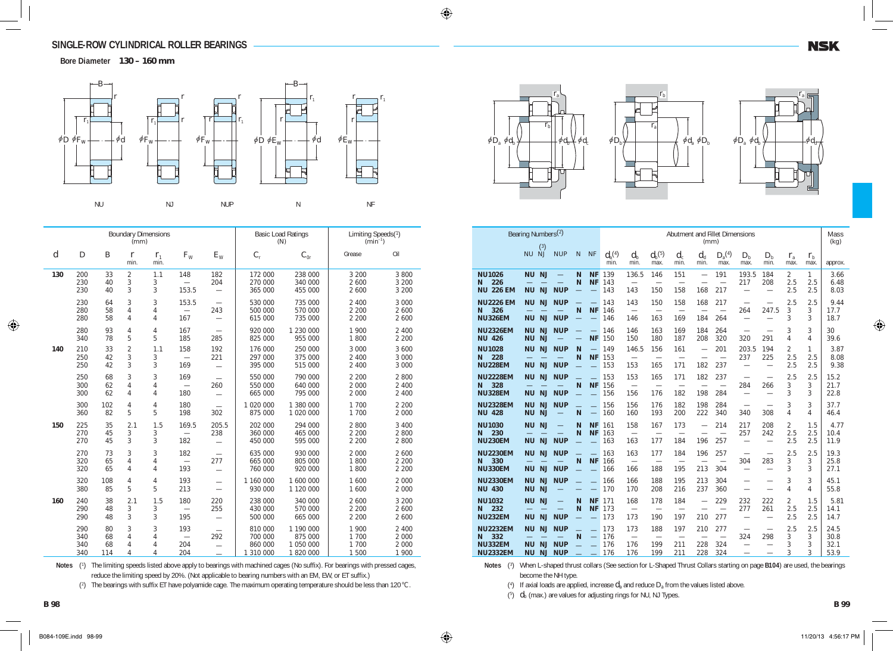# SINGLE-ROW CYLINDRICAL ROLLER BEARINGS

**Bore Diameter 130 – 160 mm**

NU NJ NUP N NF

| Boundary Dimensions (mm) | | | | | | | Basic Load Ratings (N) | | Limiting Speeds[1] ($min^{-1}$) | | Bearing Numbers[2] | NU | NJ[3] | NUP | N | NF | Abutment and Fillet Dimensions (mm) | | | | | | | | | | Mass (kg) |
|---|---|---|---|---|---|---|---|---|---|---|---|---|---|---|---|---|---|---|---|---|---|---|---|---|---|---|---|
| $d$ | $D$ | $B$ | $r$ min. | $r_1$ min. | $F_W$ | $E_W$ | $C_r$ | $C_{0r}$ | Grease | Oil | | | | | | | $d_a$[4] min. | $d_b$ min. | $d_b$[5] max. | $d_c$ min. | $d_d$ min. | $D_a$[4] max. | $D_b$ max. | $D_b$ min. | $r_a$ max. | $r_b$ max. | approx. |
| 130 | 200 | 33 | 2 | 1.1 | 148 | 182 | 172 000 | 238 000 | 3 200 | 3 800 | NU1026 | NU | NJ | — | N | NF | 139 | 136.5 | 146 | 151 | — | 191 | 193.5 | 184 | 2 | 1 | 3.66 |
| | 230 | 40 | 3 | 3 | — | 204 | 270 000 | 340 000 | 2 600 | 3 200 | N 226 | — | — | — | N | NF | 143 | — | — | — | — | — | 217 | 208 | 2.5 | 2.5 | 6.48 |
| | 230 | 40 | 3 | 3 | 153.5 | — | 365 000 | 455 000 | 2 600 | 3 200 | NU 226 EM | NU | NJ | NUP | — | — | 143 | 143 | 150 | 158 | 168 | 217 | — | — | 2.5 | 2.5 | 8.03 |
| | 230 | 64 | 3 | 3 | 153.5 | — | 530 000 | 735 000 | 2 400 | 3 000 | NU2226 EM | NU | NJ | NUP | — | — | 143 | 143 | 150 | 158 | 168 | 217 | — | — | 2.5 | 2.5 | 9.44 |
| | 280 | 58 | 4 | 4 | — | 243 | 500 000 | 570 000 | 2 200 | 2 600 | N 326 | — | — | — | N | NF | 146 | — | — | — | — | — | 264 | 247.5 | 3 | 3 | 17.7 |
| | 280 | 58 | 4 | 4 | 167 | — | 615 000 | 735 000 | 2 200 | 2 600 | NU326EM | NU | NJ | NUP | — | — | 146 | 146 | 163 | 169 | 184 | 264 | — | — | 3 | 3 | 18.7 |
| | 280 | 93 | 4 | 4 | 167 | — | 920 000 | 1 230 000 | 1 900 | 2 400 | NU2326EM | NU | NJ | NUP | — | — | 146 | 146 | 163 | 169 | 184 | 264 | — | — | 3 | 3 | 30 |
| | 340 | 78 | 5 | 5 | 185 | 285 | 825 000 | 955 000 | 1 800 | 2 200 | NU 426 | NU | NJ | — | — | NF | 150 | 150 | 180 | 187 | 208 | 320 | 320 | 291 | 4 | 4 | 39.6 |
| 140 | 210 | 33 | 2 | 1.1 | 158 | 192 | 176 000 | 250 000 | 3 000 | 3 600 | NU1028 | NU | NJ | NUP | N | — | 149 | 146.5 | 156 | 161 | — | 201 | 203.5 | 194 | 2 | 1 | 3.87 |
| | 250 | 42 | 3 | 3 | — | 221 | 297 000 | 375 000 | 2 400 | 3 000 | N 228 | — | — | — | N | NF | 153 | — | — | — | — | — | 237 | 225 | 2.5 | 2.5 | 8.08 |
| | 250 | 42 | 3 | 3 | 169 | — | 395 000 | 515 000 | 2 400 | 3 000 | NU228EM | NU | NJ | NUP | — | — | 153 | 153 | 165 | 171 | 182 | 237 | — | — | 2.5 | 2.5 | 9.38 |
| | 250 | 68 | 3 | 3 | 169 | — | 550 000 | 790 000 | 2 200 | 2 800 | NU2228EM | NU | NJ | NUP | — | — | 153 | 153 | 165 | 171 | 182 | 237 | — | — | 2.5 | 2.5 | 15.2 |
| | 300 | 62 | 4 | 4 | — | 260 | 550 000 | 640 000 | 2 000 | 2 400 | N 328 | — | — | — | N | NF | 156 | — | — | — | — | — | 284 | 266 | 3 | 3 | 21.7 |
| | 300 | 62 | 4 | 4 | 180 | — | 665 000 | 795 000 | 2 000 | 2 400 | NU328EM | NU | NJ | NUP | — | — | 156 | 156 | 176 | 182 | 198 | 284 | — | — | 3 | 3 | 22.8 |
| | 300 | 102 | 4 | 4 | 180 | — | 1 020 000 | 1 380 000 | 1 700 | 2 200 | NU2328EM | NU | NJ | NUP | — | — | 156 | 156 | 176 | 182 | 198 | 284 | — | — | 3 | 3 | 37.7 |
| | 360 | 82 | 5 | 5 | 198 | 302 | 875 000 | 1 020 000 | 1 700 | 2 000 | NU 428 | NU | NJ | — | N | — | 160 | 160 | 193 | 200 | 222 | 340 | 340 | 308 | 4 | 4 | 46.4 |
| 150 | 225 | 35 | 2.1 | 1.5 | 169.5 | 205.5 | 202 000 | 294 000 | 2 800 | 3 400 | NU1030 | NU | NJ | — | N | NF | 161 | 158 | 167 | 173 | — | 214 | 217 | 208 | 2 | 1.5 | 4.77 |
| | 270 | 45 | 3 | 3 | — | 238 | 360 000 | 465 000 | 2 200 | 2 800 | N 230 | — | — | — | N | NF | 163 | — | — | — | — | — | 257 | 242 | 2.5 | 2.5 | 10.4 |
| | 270 | 45 | 3 | 3 | 182 | — | 450 000 | 595 000 | 2 200 | 2 800 | NU230EM | NU | NJ | NUP | — | — | 163 | 163 | 177 | 184 | 196 | 257 | — | — | 2.5 | 2.5 | 11.9 |
| | 270 | 73 | 3 | 3 | 182 | — | 635 000 | 930 000 | 2 000 | 2 600 | NU2230EM | NU | NJ | NUP | — | — | 163 | 163 | 177 | 184 | 196 | 257 | — | — | 2.5 | 2.5 | 19.3 |
| | 320 | 65 | 4 | 4 | — | 277 | 665 000 | 805 000 | 1 800 | 2 200 | N 330 | — | — | — | N | NF | 166 | — | — | — | — | — | 304 | 283 | 3 | 3 | 25.8 |
| | 320 | 65 | 4 | 4 | 193 | — | 760 000 | 920 000 | 1 800 | 2 200 | NU330EM | NU | NJ | NUP | — | — | 166 | 166 | 188 | 195 | 213 | 304 | — | — | 3 | 3 | 27.1 |
| | 320 | 108 | 4 | 4 | 193 | — | 1 160 000 | 1 600 000 | 1 600 | 2 000 | NU2330EM | NU | NJ | NUP | — | — | 166 | 166 | 188 | 195 | 213 | 304 | — | — | 3 | 3 | 45.1 |
| | 380 | 85 | 5 | 5 | 213 | — | 930 000 | 1 120 000 | 1 600 | 2 000 | NU 430 | NU | NJ | — | — | — | 170 | 170 | 208 | 216 | 237 | 360 | — | — | 4 | 4 | 55.8 |
| 160 | 240 | 38 | 2.1 | 1.5 | 180 | 220 | 238 000 | 340 000 | 2 600 | 3 200 | NU1032 | NU | NJ | — | N | NF | 171 | 168 | 178 | 184 | — | 229 | 232 | 222 | 2 | 1.5 | 5.81 |
| | 290 | 48 | 3 | 3 | — | 255 | 430 000 | 570 000 | 2 200 | 2 600 | N 232 | — | — | — | N | NF | 173 | — | — | — | — | — | 277 | 261 | 2.5 | 2.5 | 14.1 |
| | 290 | 48 | 3 | 3 | 195 | — | 500 000 | 665 000 | 2 200 | 2 600 | NU232EM | NU | NJ | NUP | — | — | 173 | 173 | 190 | 197 | 210 | 277 | — | — | 2.5 | 2.5 | 14.7 |
| | 290 | 80 | 3 | 3 | 193 | — | 810 000 | 1 190 000 | 1 900 | 2 400 | NU2232EM | NU | NJ | NUP | — | — | 173 | 173 | 188 | 197 | 210 | 277 | — | — | 2.5 | 2.5 | 24.5 |
| | 340 | 68 | 4 | 4 | — | 292 | 700 000 | 875 000 | 1 700 | 2 000 | N 332 | — | — | — | N | — | 176 | — | — | — | — | — | 324 | 298 | 3 | 3 | 30.8 |
| | 340 | 68 | 4 | 4 | 204 | — | 860 000 | 1 050 000 | 1 700 | 2 000 | NU332EM | NU | NJ | NUP | — | — | 176 | 176 | 199 | 211 | 228 | 324 | — | — | 3 | 3 | 32.1 |
| | 340 | 114 | 4 | 4 | 204 | — | 1 310 000 | 1 820 000 | 1 500 | 1 900 | NU2332EM | NU | NJ | NUP | — | — | 176 | 176 | 199 | 211 | 228 | 324 | — | — | 3 | 3 | 53.9 |

**Notes** (1) The limiting speeds listed above apply to bearings with machined cages (No suffix). For bearings with pressed cages, reduce the limiting speed by 20%. (Not applicable to bearing numbers with an EM, EW, or ET suffix.)

(2) The bearings with suffix ET have polyamide cage. The maximum operating temperature should be less than 120°C.

(3) When L-shaped thrust collars (See section for L-Shaped Thrust Collars starting on page **B104**) are used, the bearings become the NH type.

(4) If axial loads are applied, increase $d_a$ and reduce $D_a$ from the values listed above.

(5) $d_b$ (max.) are values for adjusting rings for NU, NJ Types.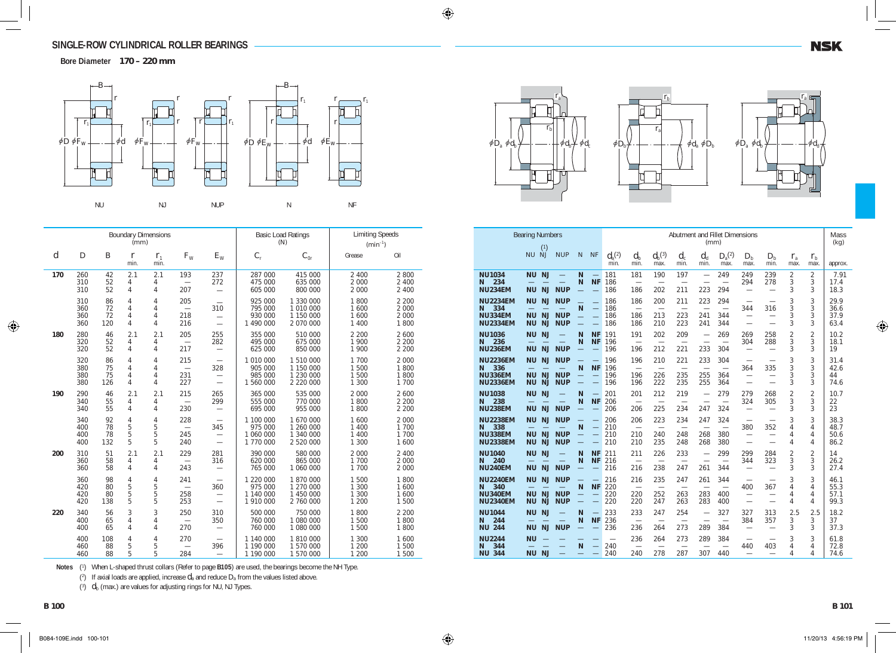## SINGLE-ROW CYLINDRICAL ROLLER BEARINGS

**Bore Diameter 170 – 220 mm**

| Boundary Dimensions (mm) | | | | | | | Basic Load Ratings (N) | | Limiting Speeds ($min^{-1}$) | | Bearing Numbers | | | | | | Abutment and Fillet Dimensions (mm) | | | | | | | | | | Mass (kg) |
|---|---|---|---|---|---|---|---|---|---|---|---|---|---|---|---|---|---|---|---|---|---|---|---|---|---|---|---|
| $d$ | $D$ | $B$ | $r$ min. | $r_1$ min. | $F_W$ | $E_W$ | $C_r$ | $C_{0r}$ | Grease | Oil | | NU | NJ [1] | NUP | N | NF | $d_a$ [2] min. | $d_b$ min. | $d_b$ [3] max. | $d_c$ min. | $d_d$ min. | $D_a$ [2] max. | $D_b$ max. | $D_b$ min. | $r_a$ max. | $r_b$ max. | approx. |
| 170 | 260 | 42 | 2.1 | 2.1 | 193 | 237 | 287 000 | 415 000 | 2 400 | 2 800 | **NU1034** | NU | NJ | — | N | — | 181 | 181 | 190 | 197 | — | 249 | 249 | 239 | 2 | 2 | 7.91 |
| | 310 | 52 | 4 | 4 | — | 272 | 475 000 | 635 000 | 2 000 | 2 400 | **N 234** | — | — | — | N | NF | 186 | — | — | — | — | — | 294 | 278 | 3 | 3 | 17.4 |
| | 310 | 52 | 4 | 4 | 207 | — | 605 000 | 800 000 | 2 000 | 2 400 | **NU234EM** | NU | NJ | NUP | — | — | 186 | 186 | 202 | 211 | 223 | 294 | — | — | 3 | 3 | 18.3 |
| | 310 | 86 | 4 | 4 | 205 | — | 925 000 | 1 330 000 | 1 800 | 2 200 | **NU2234EM** | NU | NJ | NUP | — | — | 186 | 186 | 200 | 211 | 223 | 294 | — | — | 3 | 3 | 29.9 |
| | 360 | 72 | 4 | 4 | — | 310 | 795 000 | 1 010 000 | 1 600 | 2 000 | **N 334** | — | — | — | N | — | 186 | — | — | — | — | — | 344 | 316 | 3 | 3 | 36.6 |
| | 360 | 72 | 4 | 4 | 218 | — | 930 000 | 1 150 000 | 1 600 | 2 000 | **NU334EM** | NU | NJ | NUP | — | — | 186 | 186 | 213 | 223 | 241 | 344 | — | — | 3 | 3 | 37.9 |
| | 360 | 120 | 4 | 4 | 216 | — | 1 490 000 | 2 070 000 | 1 400 | 1 800 | **NU2334EM** | NU | NJ | NUP | — | — | 186 | 186 | 210 | 223 | 241 | 344 | — | — | 3 | 3 | 63.4 |
| 180 | 280 | 46 | 2.1 | 2.1 | 205 | 255 | 355 000 | 510 000 | 2 200 | 2 600 | **NU1036** | NU | NJ | — | N | NF | 191 | 191 | 202 | 209 | — | 269 | 269 | 258 | 2 | 2 | 10.2 |
| | 320 | 52 | 4 | 4 | — | 282 | 495 000 | 675 000 | 1 900 | 2 200 | **N 236** | — | — | — | N | NF | 196 | — | — | — | — | — | 304 | 288 | 3 | 3 | 18.1 |
| | 320 | 52 | 4 | 4 | 217 | — | 625 000 | 850 000 | 1 900 | 2 200 | **NU236EM** | NU | NJ | NUP | — | — | 196 | 196 | 212 | 221 | 233 | 304 | — | — | 3 | 3 | 19 |
| | 320 | 86 | 4 | 4 | 215 | — | 1 010 000 | 1 510 000 | 1 700 | 2 000 | **NU2236EM** | NU | NJ | NUP | — | — | 196 | 196 | 210 | 221 | 233 | 304 | — | — | 3 | 3 | 31.4 |
| | 380 | 75 | 4 | 4 | — | 328 | 905 000 | 1 150 000 | 1 500 | 1 800 | **N 336** | — | — | — | N | NF | 196 | — | — | — | — | — | 364 | 335 | 3 | 3 | 42.6 |
| | 380 | 75 | 4 | 4 | 231 | — | 985 000 | 1 230 000 | 1 500 | 1 800 | **NU336EM** | NU | NJ | NUP | — | — | 196 | 196 | 226 | 235 | 255 | 364 | — | — | 3 | 3 | 44 |
| | 380 | 126 | 4 | 4 | 227 | — | 1 560 000 | 2 220 000 | 1 300 | 1 700 | **NU2336EM** | NU | NJ | NUP | — | — | 196 | 196 | 222 | 235 | 255 | 364 | — | — | 3 | 3 | 74.6 |
| 190 | 290 | 46 | 2.1 | 2.1 | 215 | 265 | 365 000 | 535 000 | 2 000 | 2 600 | **NU1038** | NU | NJ | — | N | — | 201 | 201 | 212 | 219 | — | 279 | 279 | 268 | 2 | 2 | 10.7 |
| | 340 | 55 | 4 | 4 | — | 299 | 555 000 | 770 000 | 1 800 | 2 200 | **N 238** | — | — | — | N | NF | 206 | — | — | — | — | — | 324 | 305 | 3 | 3 | 22 |
| | 340 | 55 | 4 | 4 | 230 | — | 695 000 | 955 000 | 1 800 | 2 200 | **NU238EM** | NU | NJ | NUP | — | — | 206 | 206 | 225 | 234 | 247 | 324 | — | — | 3 | 3 | 23 |
| | 340 | 92 | 4 | 4 | 228 | — | 1 100 000 | 1 670 000 | 1 600 | 2 000 | **NU2238EM** | NU | NJ | NUP | — | — | 206 | 206 | 223 | 234 | 247 | 324 | — | — | 3 | 3 | 38.3 |
| | 400 | 78 | 5 | 5 | — | 345 | 975 000 | 1 260 000 | 1 400 | 1 700 | **N 338** | — | — | — | N | — | 210 | — | — | — | — | — | 380 | 352 | 4 | 4 | 48.7 |
| | 400 | 78 | 5 | 5 | 245 | — | 1 060 000 | 1 340 000 | 1 400 | 1 700 | **NU338EM** | NU | NJ | NUP | — | — | 210 | 210 | 240 | 248 | 268 | 380 | — | — | 4 | 4 | 50.6 |
| | 400 | 132 | 5 | 5 | 240 | — | 1 770 000 | 2 520 000 | 1 300 | 1 600 | **NU2338EM** | NU | NJ | NUP | — | — | 210 | 210 | 235 | 248 | 268 | 380 | — | — | 4 | 4 | 86.2 |
| 200 | 310 | 51 | 2.1 | 2.1 | 229 | 281 | 390 000 | 580 000 | 2 000 | 2 400 | **NU1040** | NU | NJ | — | N | NF | 211 | 211 | 226 | 233 | — | 299 | 299 | 284 | 2 | 2 | 14 |
| | 360 | 58 | 4 | 4 | — | 316 | 620 000 | 865 000 | 1 700 | 2 000 | **N 240** | — | — | — | N | NF | 216 | — | — | — | — | — | 344 | 323 | 3 | 3 | 26.2 |
| | 360 | 58 | 4 | 4 | 243 | — | 765 000 | 1 060 000 | 1 700 | 2 000 | **NU240EM** | NU | NJ | NUP | — | — | 216 | 216 | 238 | 247 | 261 | 344 | — | — | 3 | 3 | 27.4 |
| | 360 | 98 | 4 | 4 | 241 | — | 1 220 000 | 1 870 000 | 1 500 | 1 800 | **NU2240EM** | NU | NJ | NUP | — | — | 216 | 216 | 235 | 247 | 261 | 344 | — | — | 3 | 3 | 46.1 |
| | 420 | 80 | 5 | 5 | — | 360 | 975 000 | 1 270 000 | 1 300 | 1 600 | **N 340** | — | — | — | N | NF | 220 | — | — | — | — | — | 400 | 367 | 4 | 4 | 55.3 |
| | 420 | 80 | 5 | 5 | 258 | — | 1 140 000 | 1 450 000 | 1 300 | 1 600 | **NU340EM** | NU | NJ | NUP | — | — | 220 | 220 | 252 | 263 | 283 | 400 | — | — | 4 | 4 | 57.1 |
| | 420 | 138 | 5 | 5 | 253 | — | 1 910 000 | 2 760 000 | 1 200 | 1 500 | **NU2340EM** | NU | NJ | NUP | — | — | 220 | 220 | 247 | 263 | 283 | 400 | — | — | 4 | 4 | 99.3 |
| 220 | 340 | 56 | 3 | 3 | 250 | 310 | 500 000 | 750 000 | 1 800 | 2 200 | **NU1044** | NU | NJ | — | N | — | 233 | 233 | 247 | 254 | — | 327 | 327 | 313 | 2.5 | 2.5 | 18.2 |
| | 400 | 65 | 4 | 4 | — | 350 | 760 000 | 1 080 000 | 1 500 | 1 800 | **N 244** | — | — | — | N | NF | 236 | — | — | — | — | — | 384 | 357 | 3 | 3 | 37 |
| | 400 | 65 | 4 | 4 | 270 | — | 760 000 | 1 080 000 | 1 500 | 1 800 | **NU 244** | NU | NJ | NUP | — | — | 236 | 236 | 264 | 273 | 289 | 384 | — | — | 3 | 3 | 37.3 |
| | 400 | 108 | 4 | 4 | 270 | — | 1 140 000 | 1 810 000 | 1 300 | 1 600 | **NU2244** | NU | — | — | — | — | — | 236 | 264 | 273 | 289 | 384 | — | — | 3 | 3 | 61.8 |
| | 460 | 88 | 5 | 5 | — | 396 | 1 190 000 | 1 570 000 | 1 200 | 1 500 | **N 344** | — | — | — | N | — | 240 | — | — | — | — | — | 440 | 403 | 4 | 4 | 72.8 |
| | 460 | 88 | 5 | 5 | 284 | — | 1 190 000 | 1 570 000 | 1 200 | 1 500 | **NU 344** | NU | NJ | — | — | — | 240 | 240 | 278 | 287 | 307 | 440 | — | — | 4 | 4 | 74.6 |

**Notes** [1] When L-shaped thrust collars (Refer to page **B105**) are used, the bearings become the NH Type.

[2] If axial loads are applied, increase $d_a$ and reduce $D_a$ from the values listed above.

[3] $d_b$ (max.) are values for adjusting rings for NU, NJ Types.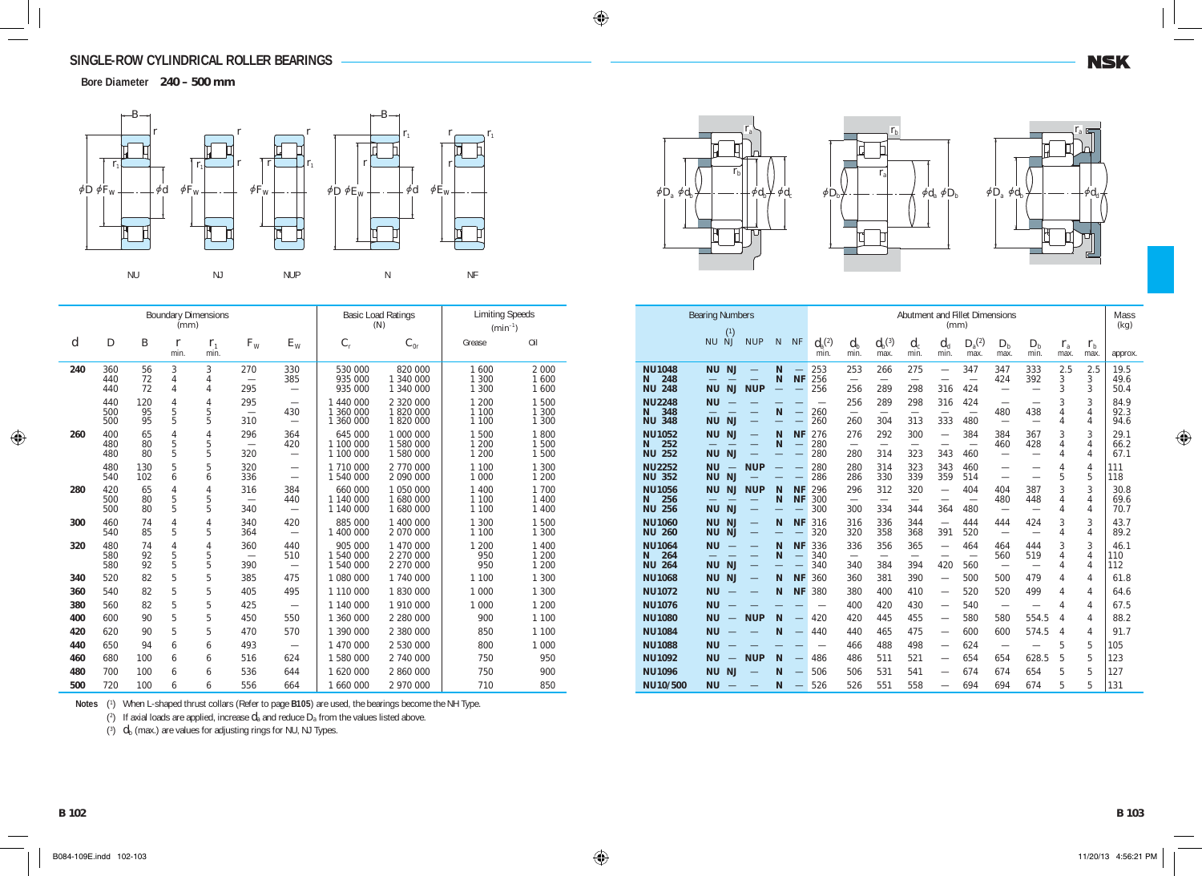## SINGLE-ROW CYLINDRICAL ROLLER BEARINGS

**Bore Diameter 240 – 500 mm**

| Boundary Dimensions (mm) | | | | | | | Basic Load Ratings (N) | | Limiting Speeds ($min^{-1}$) | | Bearing Numbers | | | | | | Abutment and Fillet Dimensions (mm) | | | | | | | | | | Mass (kg) |
|---|---|---|---|---|---|---|---|---|---|---|---|---|---|---|---|---|---|---|---|---|---|---|---|---|---|---|---|
| d | D | B | r min. | $r_1$ min. | $F_W$ | $E_W$ | $C_r$ | $C_{0r}$ | Grease | Oil | | NU | NJ [1] | NUP | N | NF | $d_a$ [2] min. | $d_b$ min. | $d_b$ [3] max. | $d_c$ min. | $d_d$ min. | $D_a$ [2] max. | $D_b$ max. | $D_b$ min. | $r_a$ max. | $r_b$ max. | approx. |
| 240 | 360 | 56 | 3 | 3 | 270 | 330 | 530 000 | 820 000 | 1 600 | 2 000 | **NU1048** | NU | NJ | — | N | — | 253 | 253 | 266 | 275 | — | 347 | 347 | 333 | 2.5 | 2.5 | 19.5 |
| | 440 | 72 | 4 | 4 | — | 385 | 935 000 | 1 340 000 | 1 300 | 1 600 | **N 248** | — | — | — | N | NF | 256 | — | — | — | — | — | 424 | 392 | 3 | 3 | 49.6 |
| | 440 | 72 | 4 | 4 | 295 | — | 935 000 | 1 340 000 | 1 300 | 1 600 | **NU 248** | NU | NJ | NUP | — | — | 256 | 256 | 289 | 298 | 316 | 424 | — | — | 3 | 3 | 50.4 |
| | 440 | 120 | 4 | 4 | 295 | — | 1 440 000 | 2 320 000 | 1 200 | 1 500 | **NU2248** | NU | — | — | — | — | — | 256 | 289 | 298 | 316 | 424 | — | — | 3 | 3 | 84.9 |
| | 500 | 95 | 5 | 5 | — | 430 | 1 360 000 | 1 820 000 | 1 100 | 1 300 | **N 348** | — | — | — | N | — | 260 | — | — | — | — | — | 480 | 438 | 4 | 4 | 92.3 |
| | 500 | 95 | 5 | 5 | 310 | — | 1 360 000 | 1 820 000 | 1 100 | 1 300 | **NU 348** | NU | NJ | — | — | — | 260 | 260 | 304 | 313 | 333 | 480 | — | — | 4 | 4 | 94.6 |
| 260 | 400 | 65 | 4 | 4 | 296 | 364 | 645 000 | 1 000 000 | 1 500 | 1 800 | **NU1052** | NU | NJ | — | N | NF | 276 | 276 | 292 | 300 | — | 384 | 384 | 367 | 3 | 3 | 29.1 |
| | 480 | 80 | 5 | 5 | — | 420 | 1 100 000 | 1 580 000 | 1 200 | 1 500 | **N 252** | — | — | — | N | — | 280 | — | — | — | — | — | 460 | 428 | 4 | 4 | 66.2 |
| | 480 | 80 | 5 | 5 | 320 | — | 1 100 000 | 1 580 000 | 1 200 | 1 500 | **NU 252** | NU | NJ | — | — | — | 280 | 280 | 314 | 323 | 343 | 460 | — | — | 4 | 4 | 67.1 |
| | 480 | 130 | 5 | 5 | 320 | — | 1 710 000 | 2 770 000 | 1 100 | 1 300 | **NU2252** | NU | — | NUP | — | — | 280 | 280 | 314 | 323 | 343 | 460 | — | — | 4 | 4 | 111 |
| | 540 | 102 | 6 | 6 | 336 | — | 1 540 000 | 2 090 000 | 1 000 | 1 200 | **NU 352** | NU | NJ | — | — | — | 286 | 286 | 330 | 339 | 359 | 514 | — | — | 5 | 5 | 118 |
| 280 | 420 | 65 | 4 | 4 | 316 | 384 | 660 000 | 1 050 000 | 1 400 | 1 700 | **NU1056** | NU | NJ | NUP | N | NF | 296 | 296 | 312 | 320 | — | 404 | 404 | 387 | 3 | 3 | 30.8 |
| | 500 | 80 | 5 | 5 | — | 440 | 1 140 000 | 1 680 000 | 1 100 | 1 400 | **N 256** | — | — | — | N | NF | 300 | — | — | — | — | — | 480 | 448 | 4 | 4 | 69.6 |
| | 500 | 80 | 5 | 5 | 340 | — | 1 140 000 | 1 680 000 | 1 100 | 1 400 | **NU 256** | NU | NJ | — | — | — | 300 | 300 | 334 | 344 | 364 | 480 | — | — | 4 | 4 | 70.7 |
| 300 | 460 | 74 | 4 | 4 | 340 | 420 | 885 000 | 1 400 000 | 1 300 | 1 500 | **NU1060** | NU | NJ | — | N | NF | 316 | 316 | 336 | 344 | — | 444 | 444 | 424 | 3 | 3 | 43.7 |
| | 540 | 85 | 5 | 5 | 364 | — | 1 400 000 | 2 070 000 | 1 100 | 1 300 | **NU 260** | NU | NJ | — | — | — | 320 | 320 | 358 | 368 | 391 | 520 | — | — | 4 | 4 | 89.2 |
| 320 | 480 | 74 | 4 | 4 | 360 | 440 | 905 000 | 1 470 000 | 1 200 | 1 400 | **NU1064** | NU | — | — | N | NF | 336 | 336 | 356 | 365 | — | 464 | 464 | 444 | 3 | 3 | 46.1 |
| | 580 | 92 | 5 | 5 | — | 510 | 1 540 000 | 2 270 000 | 950 | 1 200 | **N 264** | — | — | — | N | — | 340 | — | — | — | — | — | 560 | 519 | 4 | 4 | 110 |
| | 580 | 92 | 5 | 5 | 390 | — | 1 540 000 | 2 270 000 | 950 | 1 200 | **NU 264** | NU | NJ | — | — | — | 340 | 340 | 384 | 394 | 420 | 560 | — | — | 4 | 4 | 112 |
| 340 | 520 | 82 | 5 | 5 | 385 | 475 | 1 080 000 | 1 740 000 | 1 100 | 1 300 | **NU1068** | NU | NJ | — | N | NF | 360 | 360 | 381 | 390 | — | 500 | 500 | 479 | 4 | 4 | 61.8 |
| 360 | 540 | 82 | 5 | 5 | 405 | 495 | 1 110 000 | 1 830 000 | 1 000 | 1 300 | **NU1072** | NU | — | — | N | NF | 380 | 380 | 400 | 410 | — | 520 | 520 | 499 | 4 | 4 | 64.6 |
| 380 | 560 | 82 | 5 | 5 | 425 | — | 1 140 000 | 1 910 000 | 1 000 | 1 200 | **NU1076** | NU | — | — | — | — | — | 400 | 420 | 430 | — | 540 | — | — | 4 | 4 | 67.5 |
| 400 | 600 | 90 | 5 | 5 | 450 | 550 | 1 360 000 | 2 280 000 | 900 | 1 100 | **NU1080** | NU | — | NUP | N | — | 420 | 420 | 445 | 455 | — | 580 | 580 | 554.5 | 4 | 4 | 88.2 |
| 420 | 620 | 90 | 5 | 5 | 470 | 570 | 1 390 000 | 2 380 000 | 850 | 1 100 | **NU1084** | NU | — | — | N | — | 440 | 440 | 465 | 475 | — | 600 | 600 | 574.5 | 4 | 4 | 91.7 |
| 440 | 650 | 94 | 6 | 6 | 493 | — | 1 470 000 | 2 530 000 | 800 | 1 000 | **NU1088** | NU | — | — | — | — | — | 466 | 488 | 498 | — | 624 | — | — | 5 | 5 | 105 |
| 460 | 680 | 100 | 6 | 6 | 516 | 624 | 1 580 000 | 2 740 000 | 750 | 950 | **NU1092** | NU | — | NUP | N | — | 486 | 486 | 511 | 521 | — | 654 | 654 | 628.5 | 5 | 5 | 123 |
| 480 | 700 | 100 | 6 | 6 | 536 | 644 | 1 620 000 | 2 860 000 | 750 | 900 | **NU1096** | NU | NJ | — | N | — | 506 | 506 | 531 | 541 | — | 674 | 674 | 654 | 5 | 5 | 127 |
| 500 | 720 | 100 | 6 | 6 | 556 | 664 | 1 660 000 | 2 970 000 | 710 | 850 | **NU10/500** | NU | — | — | N | — | 526 | 526 | 551 | 558 | — | 694 | 694 | 674 | 5 | 5 | 131 |

**Notes** [1] When L-shaped thrust collars (Refer to page **B105**) are used, the bearings become the NH Type.

[2] If axial loads are applied, increase $d_a$ and reduce $D_a$ from the values listed above.

[3] $d_b$ (max.) are values for adjusting rings for NU, NJ Types.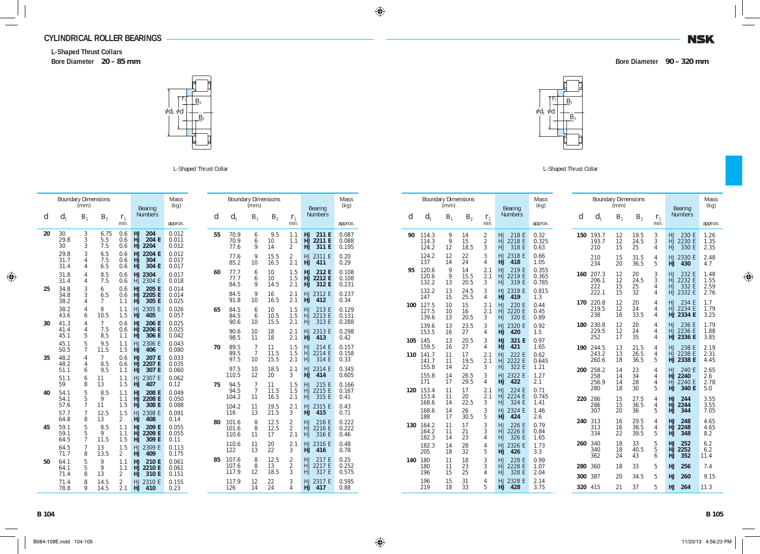# CYLINDRICAL ROLLER BEARINGS

**L-Shaped Thrust Collars**

**Bore Diameter 20 – 85 mm**

L-Shaped Thrust Collar

| d | $d_1$ | $B_1$ | $B_2$ | $r_1$ min. | Bearing Numbers | Mass (kg) approx. |
|---|---|---|---|---|---|---|
| 20 | 30 | 3 | 6.75 | 0.6 | HJ 204 | 0.012 |
| | 29.8 | 3 | 5.5 | 0.6 | HJ 204 E | 0.011 |
| | 30 | 3 | 7.5 | 0.6 | HJ 2204 | 0.012 |
| | 29.8 | 3 | 6.5 | 0.6 | HJ 2204 E | 0.012 |
| | 31.7 | 4 | 7.5 | 0.6 | HJ 304 | 0.017 |
| | 31.4 | 4 | 6.5 | 0.6 | HJ 304 E | 0.017 |
| | 31.8 | 4 | 8.5 | 0.6 | HJ 2304 | 0.017 |
| | 31.4 | 4 | 7.5 | 0.6 | HJ 2304 E | 0.018 |
| 25 | 34.8 | 3 | 6 | 0.6 | HJ 205 E | 0.014 |
| | 34.8 | 3 | 6.5 | 0.6 | HJ 2205 E | 0.014 |
| | 38.2 | 4 | 7 | 1.1 | HJ 305 E | 0.025 |
| | 38.2 | 4 | 8 | 1.1 | HJ 2305 E | 0.026 |
| | 43.6 | 6 | 10.5 | 1.5 | HJ 405 | 0.057 |
| 30 | 41.3 | 4 | 7 | 0.6 | HJ 206 E | 0.025 |
| | 41.4 | 4 | 7.5 | 0.6 | HJ 2206 E | 0.025 |
| | 45.1 | 5 | 8.5 | 1.1 | HJ 306 E | 0.042 |
| | 45.1 | 5 | 9.5 | 1.1 | HJ 2306 E | 0.043 |
| | 50.5 | 7 | 11.5 | 1.5 | HJ 406 | 0.080 |
| 35 | 48.2 | 4 | 7 | 0.6 | HJ 207 E | 0.033 |
| | 48.2 | 4 | 8.5 | 0.6 | HJ 2207 E | 0.035 |
| | 51.1 | 6 | 9.5 | 1.1 | HJ 307 E | 0.060 |
| | 51.1 | 6 | 11 | 1.1 | HJ 2307 E | 0.062 |
| | 59 | 8 | 13 | 1.5 | HJ 407 | 0.12 |
| 40 | 54.1 | 5 | 8.5 | 1.1 | HJ 208 E | 0.049 |
| | 54.1 | 5 | 9 | 1.1 | HJ 2208 E | 0.050 |
| | 57.6 | 7 | 11 | 1.5 | HJ 308 E | 0.088 |
| | 57.7 | 7 | 12.5 | 1.5 | HJ 2308 E | 0.091 |
| | 64.8 | 8 | 13 | 2 | HJ 408 | 0.14 |
| 45 | 59.1 | 5 | 8.5 | 1.1 | HJ 209 E | 0.055 |
| | 59.1 | 5 | 9 | 1.1 | HJ 2209 E | 0.055 |
| | 64.5 | 7 | 11.5 | 1.5 | HJ 309 E | 0.11 |
| | 64.5 | 7 | 13 | 1.5 | HJ 2309 E | 0.113 |
| | 71.7 | 8 | 13.5 | 2 | HJ 409 | 0.175 |
| 50 | 64.1 | 5 | 9 | 1.1 | HJ 210 E | 0.061 |
| | 64.1 | 5 | 9 | 1.1 | HJ 2210 E | 0.061 |
| | 71.4 | 8 | 13 | 2 | HJ 310 E | 0.151 |
| | 71.4 | 8 | 14.5 | 2 | HJ 2310 E | 0.155 |
| | 78.8 | 9 | 14.5 | 2.1 | HJ 410 | 0.23 |
| 55 | 70.9 | 6 | 9.5 | 1.1 | HJ 211 E | 0.087 |
| | 70.9 | 6 | 10 | 1.1 | HJ 2211 E | 0.088 |
| | 77.6 | 9 | 14 | 2 | HJ 311 E | 0.195 |
| | 77.6 | 9 | 15.5 | 2 | HJ 2311 E | 0.20 |
| | 85.2 | 10 | 16.5 | 2.1 | HJ 411 | 0.29 |
| 60 | 77.7 | 6 | 10 | 1.5 | HJ 212 E | 0.108 |
| | 77.7 | 6 | 10 | 1.5 | HJ 2212 E | 0.108 |
| | 84.5 | 9 | 14.5 | 2.1 | HJ 312 E | 0.231 |
| | 84.5 | 9 | 16 | 2.1 | HJ 2312 E | 0.237 |
| | 91.8 | 10 | 16.5 | 2.1 | HJ 412 | 0.34 |
| 65 | 84.5 | 6 | 10 | 1.5 | HJ 213 E | 0.129 |
| | 84.5 | 6 | 10.5 | 1.5 | HJ 2213 E | 0.131 |
| | 90.6 | 10 | 15.5 | 2.1 | HJ 313 E | 0.288 |
| | 90.6 | 10 | 18 | 2.1 | HJ 2313 E | 0.298 |
| | 98.5 | 11 | 18 | 2.1 | HJ 413 | 0.42 |
| 70 | 89.5 | 7 | 11 | 1.5 | HJ 214 E | 0.157 |
| | 89.5 | 7 | 11.5 | 1.5 | HJ 2214 E | 0.158 |
| | 97.5 | 10 | 15.5 | 2.1 | HJ 314 E | 0.33 |
| | 97.5 | 10 | 18.5 | 2.1 | HJ 2314 E | 0.345 |
| | 110.5 | 12 | 20 | 3 | HJ 414 | 0.605 |
| 75 | 94.5 | 7 | 11 | 1.5 | HJ 215 E | 0.166 |
| | 94.5 | 7 | 11.5 | 1.5 | HJ 2215 E | 0.167 |
| | 104.2 | 11 | 16.5 | 2.1 | HJ 315 E | 0.41 |
| | 104.2 | 11 | 19.5 | 2.1 | HJ 2315 E | 0.43 |
| | 116 | 13 | 21.5 | 3 | HJ 415 | 0.71 |
| 80 | 101.6 | 8 | 12.5 | 2 | HJ 216 E | 0.222 |
| | 101.6 | 8 | 12.5 | 2 | HJ 2216 E | 0.222 |
| | 110.6 | 11 | 17 | 2.1 | HJ 316 E | 0.46 |
| | 110.6 | 11 | 20 | 2.1 | HJ 2316 E | 0.48 |
| | 122 | 13 | 22 | 3 | HJ 416 | 0.78 |
| 85 | 107.6 | 8 | 12.5 | 2 | HJ 217 E | 0.25 |
| | 107.6 | 8 | 13 | 2 | HJ 2217 E | 0.252 |
| | 117.9 | 12 | 18.5 | 3 | HJ 317 E | 0.575 |
| | 117.9 | 12 | 22 | 3 | HJ 2317 E | 0.595 |
| | 126 | 14 | 24 | 4 | HJ 417 | 0.88 |

**Bore Diameter 90 – 320 mm**

L-Shaped Thrust Collar

| d | $d_1$ | $B_1$ | $B_2$ | $r_1$ min. | Bearing Numbers | Mass (kg) approx. |
|---|---|---|---|---|---|---|
| 90 | 114.3 | 9 | 14 | 2 | HJ 218 E | 0.32 |
| | 114.3 | 9 | 15 | 2 | HJ 2218 E | 0.325 |
| | 124.2 | 12 | 18.5 | 3 | HJ 318 E | 0.63 |
| | 124.2 | 12 | 22 | 3 | HJ 2318 E | 0.66 |
| | 137 | 14 | 24 | 4 | HJ 418 | 1.05 |
| 95 | 120.6 | 9 | 14 | 2.1 | HJ 219 E | 0.355 |
| | 120.6 | 9 | 15.5 | 2.1 | HJ 2219 E | 0.365 |
| | 132.2 | 13 | 20.5 | 3 | HJ 319 E | 0.785 |
| | 132.2 | 13 | 24.5 | 3 | HJ 2319 E | 0.815 |
| | 147 | 15 | 25.5 | 4 | HJ 419 | 1.3 |
| 100 | 127.5 | 10 | 15 | 2.1 | HJ 220 E | 0.44 |
| | 127.5 | 10 | 16 | 2.1 | HJ 2220 E | 0.45 |
| | 139.6 | 13 | 20.5 | 3 | HJ 320 E | 0.89 |
| | 139.6 | 13 | 23.5 | 3 | HJ 2320 E | 0.92 |
| | 153.5 | 16 | 27 | 4 | HJ 420 | 1.5 |
| 105 | 145 | 13 | 20.5 | 3 | HJ 321 E | 0.97 |
| | 159.5 | 16 | 27 | 4 | HJ 421 | 1.65 |
| 110 | 141.7 | 11 | 17 | 2.1 | HJ 222 E | 0.62 |
| | 141.7 | 11 | 19.5 | 2.1 | HJ 2222 E | 0.645 |
| | 155.8 | 14 | 22 | 3 | HJ 322 E | 1.21 |
| | 155.8 | 14 | 26.5 | 3 | HJ 2322 E | 1.27 |
| | 171 | 17 | 29.5 | 4 | HJ 422 | 2.1 |
| 120 | 153.4 | 11 | 17 | 2.1 | HJ 224 E | 0.71 |
| | 153.4 | 11 | 20 | 2.1 | HJ 2224 E | 0.745 |
| | 168.6 | 14 | 22.5 | 3 | HJ 324 E | 1.41 |
| | 168.6 | 14 | 26 | 3 | HJ 2324 E | 1.46 |
| | 188 | 17 | 30.5 | 5 | HJ 424 | 2.6 |
| 130 | 164.2 | 11 | 17 | 3 | HJ 226 E | 0.79 |
| | 164.2 | 11 | 21 | 3 | HJ 2226 E | 0.84 |
| | 182.3 | 14 | 23 | 4 | HJ 326 E | 1.65 |
| | 182.3 | 14 | 28 | 4 | HJ 2326 E | 1.73 |
| | 205 | 18 | 32 | 5 | HJ 426 | 3.3 |
| 140 | 180 | 11 | 18 | 3 | HJ 228 E | 0.99 |
| | 180 | 11 | 23 | 3 | HJ 2228 E | 1.07 |
| | 196 | 15 | 25 | 4 | HJ 328 E | 2.04 |
| | 196 | 15 | 31 | 4 | HJ 2328 E | 2.14 |
| | 219 | 18 | 33 | 5 | HJ 428 | 3.75 |
| 150 | 193.7 | 12 | 19.5 | 3 | HJ 230 E | 1.26 |
| | 193.7 | 12 | 24.5 | 3 | HJ 2230 E | 1.35 |
| | 210 | 15 | 25 | 4 | HJ 330 E | 2.35 |
| | 210 | 15 | 31.5 | 4 | HJ 2330 E | 2.48 |
| | 234 | 20 | 36.5 | 5 | HJ 430 | 4.7 |
| 160 | 207.3 | 12 | 20 | 3 | HJ 232 E | 1.48 |
| | 206.1 | 12 | 24.5 | 3 | HJ 2232 E | 1.55 |
| | 222 | 15 | 25 | 4 | HJ 332 E | 2.59 |
| | 222.1 | 15 | 32 | 4 | HJ 2332 E | 2.76 |
| 170 | 220.8 | 12 | 20 | 4 | HJ 234 E | 1.7 |
| | 219.5 | 12 | 24 | 4 | HJ 2234 E | 1.79 |
| | 238 | 16 | 33.5 | 4 | HJ 2334 E | 3.25 |
| 180 | 230.8 | 12 | 20 | 4 | HJ 236 E | 1.79 |
| | 229.5 | 12 | 24 | 4 | HJ 2236 E | 1.88 |
| | 252 | 17 | 35 | 4 | HJ 2336 E | 3.85 |
| 190 | 244.5 | 13 | 21.5 | 4 | HJ 238 E | 2.19 |
| | 243.2 | 13 | 26.5 | 4 | HJ 2238 E | 2.31 |
| | 260.6 | 18 | 36.5 | 5 | HJ 2338 E | 4.45 |
| 200 | 258.2 | 14 | 23 | 4 | HJ 240 E | 2.65 |
| | 258 | 14 | 34 | 4 | HJ 2240 | 2.6 |
| | 256.9 | 14 | 28 | 4 | HJ 2240 E | 2.78 |
| | 280 | 18 | 30 | 5 | HJ 340 E | 5.0 |
| 220 | 286 | 15 | 27.5 | 4 | HJ 244 | 3.55 |
| | 286 | 15 | 36.5 | 4 | HJ 2244 | 3.55 |
| | 307 | 20 | 36 | 5 | HJ 344 | 7.05 |
| 240 | 313 | 16 | 29.5 | 4 | HJ 248 | 4.65 |
| | 313 | 16 | 38.5 | 4 | HJ 2248 | 4.65 |
| | 334 | 22 | 39.5 | 5 | HJ 348 | 8.2 |
| 260 | 340 | 18 | 33 | 5 | HJ 252 | 6.2 |
| | 340 | 18 | 40.5 | 5 | HJ 2252 | 6.2 |
| | 362 | 24 | 43 | 6 | HJ 352 | 11.4 |
| 280 | 360 | 18 | 33 | 5 | HJ 256 | 7.4 |
| 300 | 387 | 20 | 34.5 | 5 | HJ 260 | 9.15 |
| 320 | 415 | 21 | 37 | 5 | HJ 264 | 11.3 |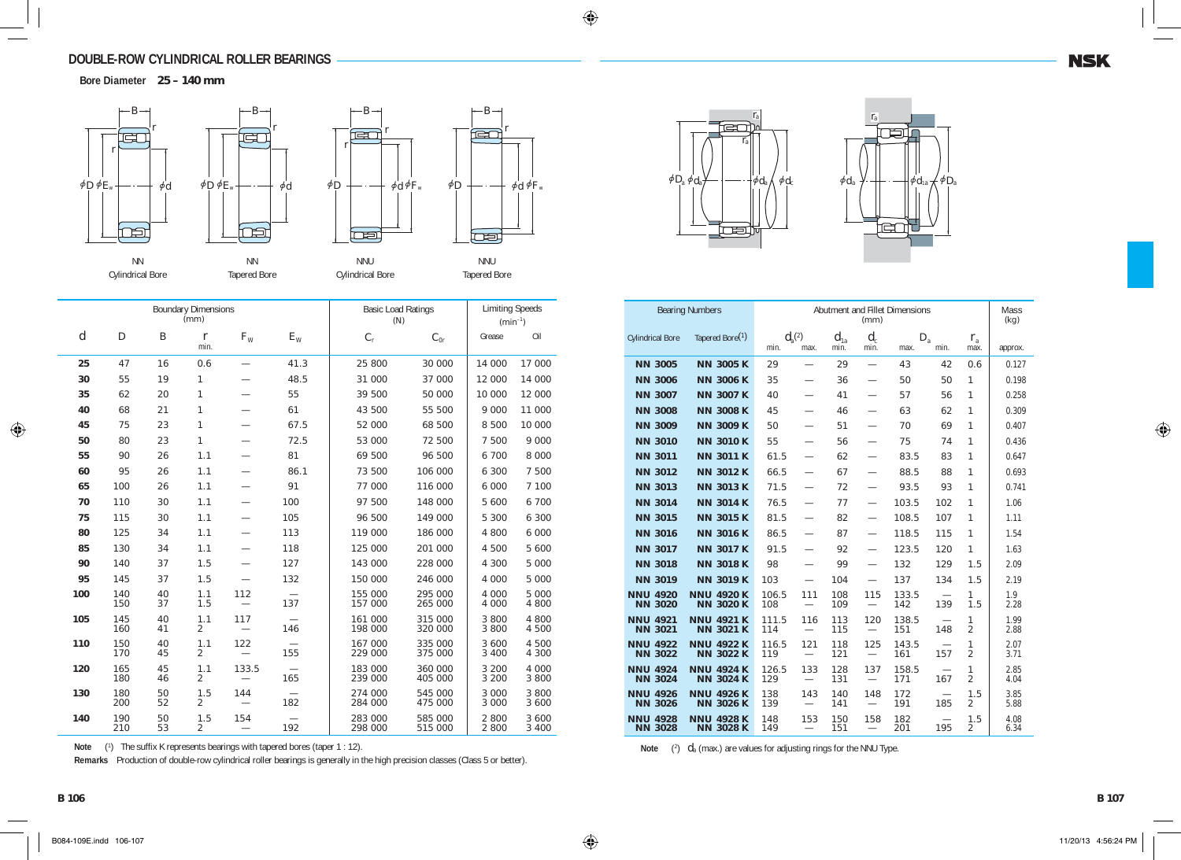## DOUBLE-ROW CYLINDRICAL ROLLER BEARINGS

**Bore Diameter 25 – 140 mm**

NN Cylindrical Bore — NN Tapered Bore — NNU Cylindrical Bore — NNU Tapered Bore

| Boundary Dimensions (mm) | | | | | | Basic Load Ratings (N) | | Limiting Speeds ($min^{-1}$) | | Bearing Numbers | | Abutment and Fillet Dimensions (mm) | | | | | | | | Mass (kg) |
|---|---|---|---|---|---|---|---|---|---|---|---|---|---|---|---|---|---|---|---|---|
| d | D | B | r min. | $F_W$ | $E_W$ | $C_r$ | $C_{0r}$ | Grease | Oil | Cylindrical Bore | Tapered Bore[1] | $d_a$[2] min. | $d_a$[2] max. | $d_{1a}$ min. | $d_c$ min. | $D_a$ max. | $D_a$ min. | $r_a$ max. | | approx. |
| **25** | 47 | 16 | 0.6 | — | 41.3 | 25 800 | 30 000 | 14 000 | 17 000 | NN 3005 | NN 3005 K | 29 | — | 29 | — | 43 | 42 | 0.6 | | 0.127 |
| **30** | 55 | 19 | 1 | — | 48.5 | 31 000 | 37 000 | 12 000 | 14 000 | NN 3006 | NN 3006 K | 35 | — | 36 | — | 50 | 50 | 1 | | 0.198 |
| **35** | 62 | 20 | 1 | — | 55 | 39 500 | 50 000 | 10 000 | 12 000 | NN 3007 | NN 3007 K | 40 | — | 41 | — | 57 | 56 | 1 | | 0.258 |
| **40** | 68 | 21 | 1 | — | 61 | 43 500 | 55 500 | 9 000 | 11 000 | NN 3008 | NN 3008 K | 45 | — | 46 | — | 63 | 62 | 1 | | 0.309 |
| **45** | 75 | 23 | 1 | — | 67.5 | 52 000 | 68 500 | 8 500 | 10 000 | NN 3009 | NN 3009 K | 50 | — | 51 | — | 70 | 69 | 1 | | 0.407 |
| **50** | 80 | 23 | 1 | — | 72.5 | 53 000 | 72 500 | 7 500 | 9 000 | NN 3010 | NN 3010 K | 55 | — | 56 | — | 75 | 74 | 1 | | 0.436 |
| **55** | 90 | 26 | 1.1 | — | 81 | 69 500 | 96 500 | 6 700 | 8 000 | NN 3011 | NN 3011 K | 61.5 | — | 62 | — | 83.5 | 83 | 1 | | 0.647 |
| **60** | 95 | 26 | 1.1 | — | 86.1 | 73 500 | 106 000 | 6 300 | 7 500 | NN 3012 | NN 3012 K | 66.5 | — | 67 | — | 88.5 | 88 | 1 | | 0.693 |
| **65** | 100 | 26 | 1.1 | — | 91 | 77 000 | 116 000 | 6 000 | 7 100 | NN 3013 | NN 3013 K | 71.5 | — | 72 | — | 93.5 | 93 | 1 | | 0.741 |
| **70** | 110 | 30 | 1.1 | — | 100 | 97 500 | 148 000 | 5 600 | 6 700 | NN 3014 | NN 3014 K | 76.5 | — | 77 | — | 103.5 | 102 | 1 | | 1.06 |
| **75** | 115 | 30 | 1.1 | — | 105 | 96 500 | 149 000 | 5 300 | 6 300 | NN 3015 | NN 3015 K | 81.5 | — | 82 | — | 108.5 | 107 | 1 | | 1.11 |
| **80** | 125 | 34 | 1.1 | — | 113 | 119 000 | 186 000 | 4 800 | 6 000 | NN 3016 | NN 3016 K | 86.5 | — | 87 | — | 118.5 | 115 | 1 | | 1.54 |
| **85** | 130 | 34 | 1.1 | — | 118 | 125 000 | 201 000 | 4 500 | 5 600 | NN 3017 | NN 3017 K | 91.5 | — | 92 | — | 123.5 | 120 | 1 | | 1.63 |
| **90** | 140 | 37 | 1.5 | — | 127 | 143 000 | 228 000 | 4 300 | 5 000 | NN 3018 | NN 3018 K | 98 | — | 99 | — | 132 | 129 | 1.5 | | 2.09 |
| **95** | 145 | 37 | 1.5 | — | 132 | 150 000 | 246 000 | 4 000 | 5 000 | NN 3019 | NN 3019 K | 103 | — | 104 | — | 137 | 134 | 1.5 | | 2.19 |
| **100** | 140 | 40 | 1.1 | 112 | — | 155 000 | 295 000 | 4 000 | 5 000 | NNU 4920 | NNU 4920 K | 106.5 | 111 | 108 | 115 | 133.5 | — | 1 | | 1.9 |
| | 150 | 37 | 1.5 | — | 137 | 157 000 | 265 000 | 4 000 | 4 800 | NN 3020 | NN 3020 K | 108 | — | 109 | — | 142 | 139 | 1.5 | | 2.28 |
| **105** | 145 | 40 | 1.1 | 117 | — | 161 000 | 315 000 | 3 800 | 4 800 | NNU 4921 | NNU 4921 K | 111.5 | 116 | 113 | 120 | 138.5 | — | 1 | | 1.99 |
| | 160 | 41 | 2 | — | 146 | 198 000 | 320 000 | 3 800 | 4 500 | NN 3021 | NN 3021 K | 114 | — | 115 | — | 151 | 148 | 2 | | 2.88 |
| **110** | 150 | 40 | 1.1 | 122 | — | 167 000 | 335 000 | 3 600 | 4 500 | NNU 4922 | NNU 4922 K | 116.5 | 121 | 118 | 125 | 143.5 | — | 1 | | 2.07 |
| | 170 | 45 | 2 | — | 155 | 229 000 | 375 000 | 3 400 | 4 300 | NN 3022 | NN 3022 K | 119 | — | 121 | — | 161 | 157 | 2 | | 3.71 |
| **120** | 165 | 45 | 1.1 | 133.5 | — | 183 000 | 360 000 | 3 200 | 4 000 | NNU 4924 | NNU 4924 K | 126.5 | 133 | 128 | 137 | 158.5 | — | 1 | | 2.85 |
| | 180 | 46 | 2 | — | 165 | 239 000 | 405 000 | 3 200 | 3 800 | NN 3024 | NN 3024 K | 129 | — | 131 | — | 171 | 167 | 2 | | 4.04 |
| **130** | 180 | 50 | 1.5 | 144 | — | 274 000 | 545 000 | 3 000 | 3 800 | NNU 4926 | NNU 4926 K | 138 | 143 | 140 | 148 | 172 | — | 1.5 | | 3.85 |
| | 200 | 52 | 2 | — | 182 | 284 000 | 475 000 | 3 000 | 3 600 | NN 3026 | NN 3026 K | 139 | — | 141 | — | 191 | 185 | 2 | | 5.88 |
| **140** | 190 | 50 | 1.5 | 154 | — | 283 000 | 585 000 | 2 800 | 3 600 | NNU 4928 | NNU 4928 K | 148 | 153 | 150 | 158 | 182 | — | 1.5 | | 4.08 |
| | 210 | 53 | 2 | — | 192 | 298 000 | 515 000 | 2 800 | 3 400 | NN 3028 | NN 3028 K | 149 | — | 151 | — | 201 | 195 | 2 | | 6.34 |

**Note** (1) The suffix K represents bearings with tapered bores (taper 1 : 12).

**Remarks** Production of double-row cylindrical roller bearings is generally in the high precision classes (Class 5 or better).

**Note** (2) $d_a$ (max.) are values for adjusting rings for the NNU Type.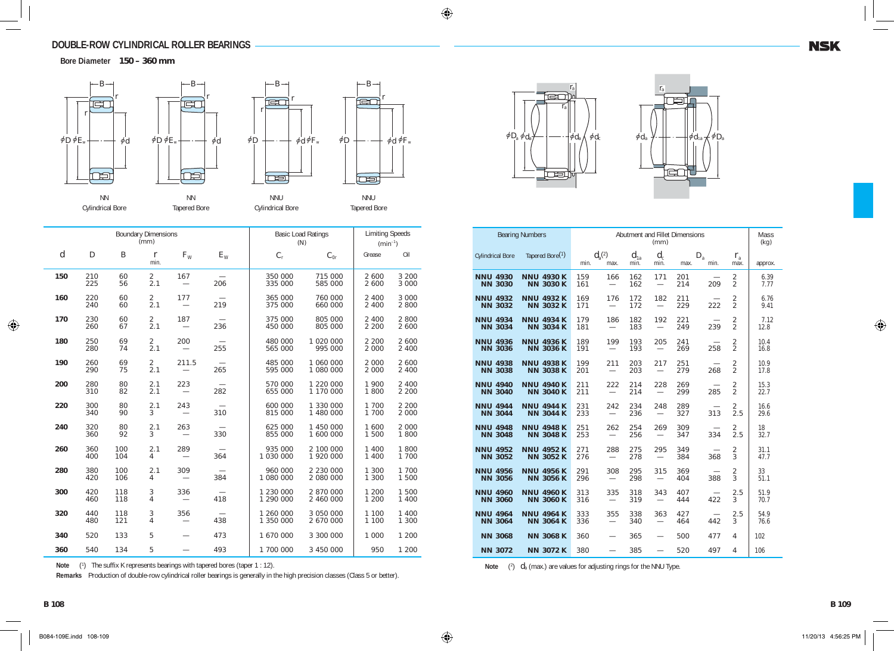## DOUBLE-ROW CYLINDRICAL ROLLER BEARINGS

**Bore Diameter 150 – 360 mm**

NN Cylindrical Bore — NN Tapered Bore — NNU Cylindrical Bore — NNU Tapered Bore

| Boundary Dimensions (mm) | | | | | | Basic Load Ratings (N) | | Limiting Speeds ($min^{-1}$) | | Bearing Numbers | | Abutment and Fillet Dimensions (mm) | | | | | | | | Mass (kg) |
|---|---|---|---|---|---|---|---|---|---|---|---|---|---|---|---|---|---|---|---|---|
| d | D | B | r min. | $F_W$ | $E_W$ | $C_r$ | $C_{0r}$ | Grease | Oil | Cylindrical Bore | Tapered Bore[1] | $d_a$[2] min. | $d_a$[2] max. | $d_{1a}$ min. | $d_c$ min. | $D_a$ max. | $D_a$ min. | $r_a$ max. | | approx. |
| 150 | 210 | 60 | 2 | 167 | — | 350 000 | 715 000 | 2 600 | 3 200 | NNU 4930 | NNU 4930 K | 159 | 166 | 162 | 171 | 201 | — | 2 | | 6.39 |
| | 225 | 56 | 2.1 | — | 206 | 335 000 | 585 000 | 2 600 | 3 000 | NN 3030 | NN 3030 K | 161 | — | 162 | — | 214 | 209 | 2 | | 7.77 |
| 160 | 220 | 60 | 2 | 177 | — | 365 000 | 760 000 | 2 400 | 3 000 | NNU 4932 | NNU 4932 K | 169 | 176 | 172 | 182 | 211 | — | 2 | | 6.76 |
| | 240 | 60 | 2.1 | — | 219 | 375 000 | 660 000 | 2 400 | 2 800 | NN 3032 | NN 3032 K | 171 | — | 172 | — | 229 | 222 | 2 | | 9.41 |
| 170 | 230 | 60 | 2 | 187 | — | 375 000 | 805 000 | 2 400 | 2 800 | NNU 4934 | NNU 4934 K | 179 | 186 | 182 | 192 | 221 | — | 2 | | 7.12 |
| | 260 | 67 | 2.1 | — | 236 | 450 000 | 805 000 | 2 200 | 2 600 | NN 3034 | NN 3034 K | 181 | — | 183 | — | 249 | 239 | 2 | | 12.8 |
| 180 | 250 | 69 | 2 | 200 | — | 480 000 | 1 020 000 | 2 200 | 2 600 | NNU 4936 | NNU 4936 K | 189 | 199 | 193 | 205 | 241 | — | 2 | | 10.4 |
| | 280 | 74 | 2.1 | — | 255 | 565 000 | 995 000 | 2 000 | 2 400 | NN 3036 | NN 3036 K | 191 | — | 193 | — | 269 | 258 | 2 | | 16.8 |
| 190 | 260 | 69 | 2 | 211.5 | — | 485 000 | 1 060 000 | 2 000 | 2 600 | NNU 4938 | NNU 4938 K | 199 | 211 | 203 | 217 | 251 | — | 2 | | 10.9 |
| | 290 | 75 | 2.1 | — | 265 | 595 000 | 1 080 000 | 2 000 | 2 400 | NN 3038 | NN 3038 K | 201 | — | 203 | — | 279 | 268 | 2 | | 17.8 |
| 200 | 280 | 80 | 2.1 | 223 | — | 570 000 | 1 220 000 | 1 900 | 2 400 | NNU 4940 | NNU 4940 K | 211 | 222 | 214 | 228 | 269 | — | 2 | | 15.3 |
| | 310 | 82 | 2.1 | — | 282 | 655 000 | 1 170 000 | 1 800 | 2 200 | NN 3040 | NN 3040 K | 211 | — | 214 | — | 299 | 285 | 2 | | 22.7 |
| 220 | 300 | 80 | 2.1 | 243 | — | 600 000 | 1 330 000 | 1 700 | 2 200 | NNU 4944 | NNU 4944 K | 231 | 242 | 234 | 248 | 289 | — | 2 | | 16.6 |
| | 340 | 90 | 3 | — | 310 | 815 000 | 1 480 000 | 1 700 | 2 000 | NN 3044 | NN 3044 K | 233 | — | 236 | — | 327 | 313 | 2.5 | | 29.6 |
| 240 | 320 | 80 | 2.1 | 263 | — | 625 000 | 1 450 000 | 1 600 | 2 000 | NNU 4948 | NNU 4948 K | 251 | 262 | 254 | 269 | 309 | — | 2 | | 18 |
| | 360 | 92 | 3 | — | 330 | 855 000 | 1 600 000 | 1 500 | 1 800 | NN 3048 | NN 3048 K | 253 | — | 256 | — | 347 | 334 | 2.5 | | 32.7 |
| 260 | 360 | 100 | 2.1 | 289 | — | 935 000 | 2 100 000 | 1 400 | 1 800 | NNU 4952 | NNU 4952 K | 271 | 288 | 275 | 295 | 349 | — | 2 | | 31.1 |
| | 400 | 104 | 4 | — | 364 | 1 030 000 | 1 920 000 | 1 400 | 1 700 | NN 3052 | NN 3052 K | 276 | — | 278 | — | 384 | 368 | 3 | | 47.7 |
| 280 | 380 | 100 | 2.1 | 309 | — | 960 000 | 2 230 000 | 1 300 | 1 700 | NNU 4956 | NNU 4956 K | 291 | 308 | 295 | 315 | 369 | — | 2 | | 33 |
| | 420 | 106 | 4 | — | 384 | 1 080 000 | 2 080 000 | 1 300 | 1 500 | NN 3056 | NN 3056 K | 296 | — | 298 | — | 404 | 388 | 3 | | 51.1 |
| 300 | 420 | 118 | 3 | 336 | — | 1 230 000 | 2 870 000 | 1 200 | 1 500 | NNU 4960 | NNU 4960 K | 313 | 335 | 318 | 343 | 407 | — | 2.5 | | 51.9 |
| | 460 | 118 | 4 | — | 418 | 1 290 000 | 2 460 000 | 1 200 | 1 400 | NN 3060 | NN 3060 K | 316 | — | 319 | — | 444 | 422 | 3 | | 70.7 |
| 320 | 440 | 118 | 3 | 356 | — | 1 260 000 | 3 050 000 | 1 100 | 1 400 | NNU 4964 | NNU 4964 K | 333 | 355 | 338 | 363 | 427 | — | 2.5 | | 54.9 |
| | 480 | 121 | 4 | — | 438 | 1 350 000 | 2 670 000 | 1 100 | 1 300 | NN 3064 | NN 3064 K | 336 | — | 340 | — | 464 | 442 | 3 | | 76.6 |
| 340 | 520 | 133 | 5 | — | 473 | 1 670 000 | 3 300 000 | 1 000 | 1 200 | NN 3068 | NN 3068 K | 360 | — | 365 | — | 500 | 477 | 4 | | 102 |
| 360 | 540 | 134 | 5 | — | 493 | 1 700 000 | 3 450 000 | 950 | 1 200 | NN 3072 | NN 3072 K | 380 | — | 385 | — | 520 | 497 | 4 | | 106 |

**Note** (1) The suffix K represents bearings with tapered bores (taper 1 : 12).

(2) $d_a$ (max.) are values for adjusting rings for the NNU Type.

**Remarks** Production of double-row cylindrical roller bearings is generally in the high precision classes (Class 5 or better).